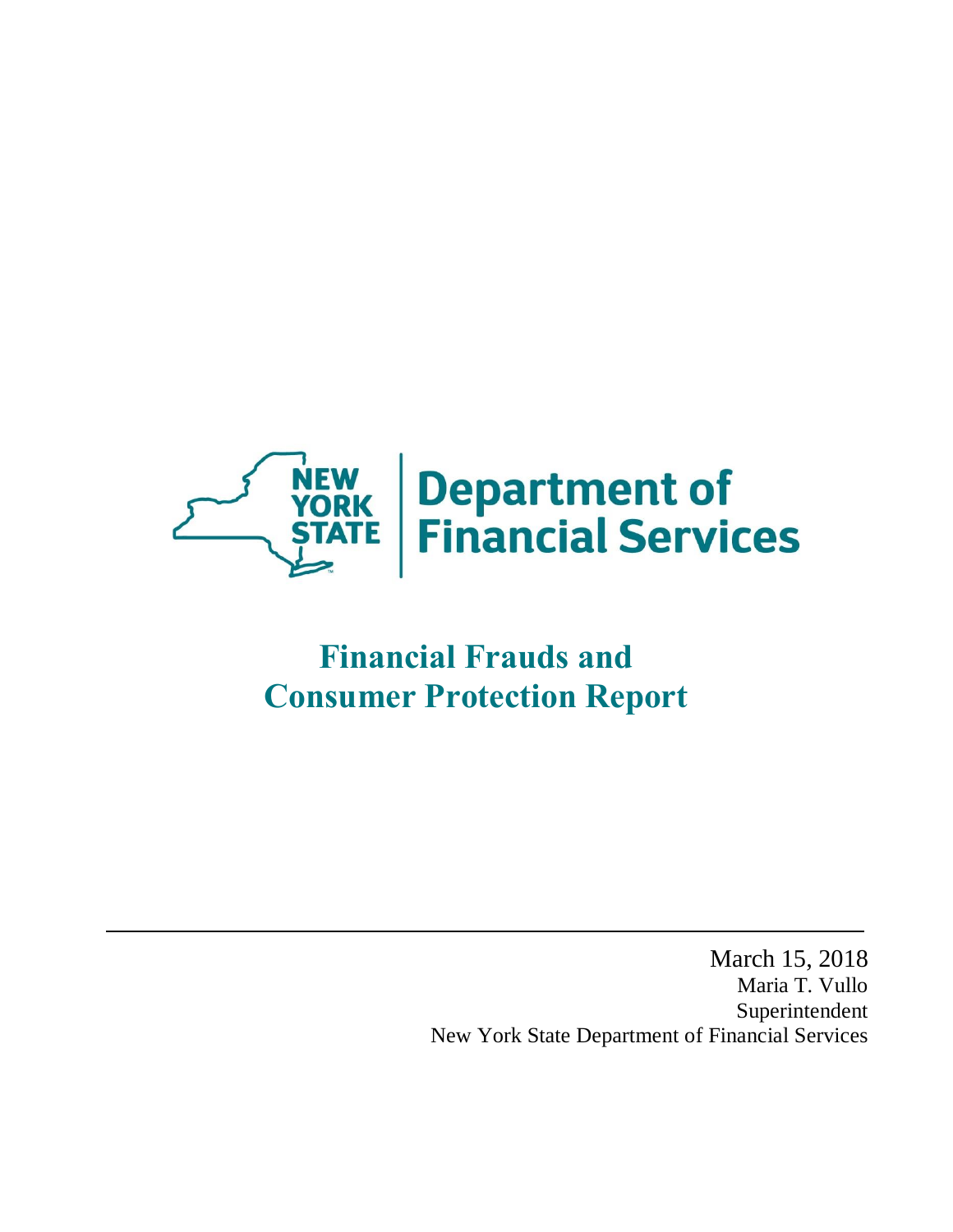NEW YORK STATE | Department of Financial Services

# Financial Frauds and Consumer Protection Report

March 15, 2018

Maria T. Vullo

Superintendent

New York State Department of Financial Services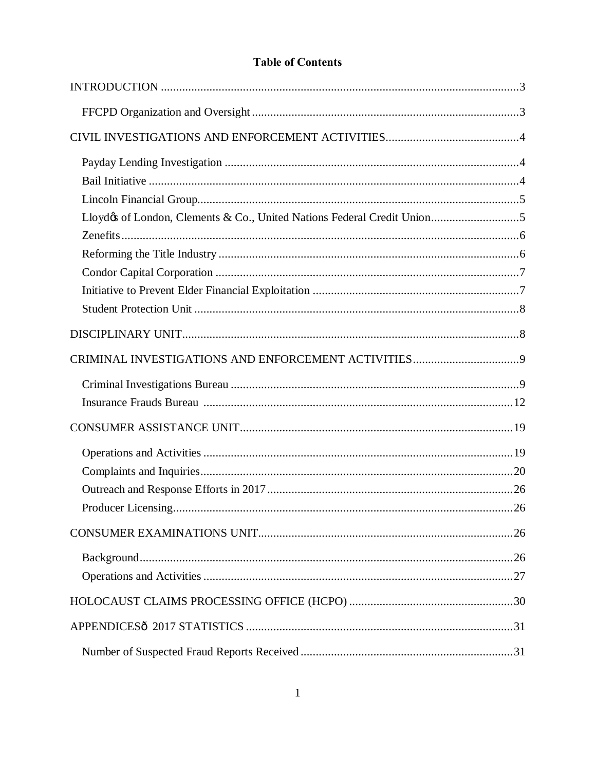# Table of Contents

INTRODUCTION ....................................................................................................................3

- FFCPD Organization and Oversight ........................................................................................3

CIVIL INVESTIGATIONS AND ENFORCEMENT ACTIVITIES............................................4

- Payday Lending Investigation ................................................................................................4
- Bail Initiative ..........................................................................................................................4
- Lincoln Financial Group..........................................................................................................5
- Lloydǿs of London, Clements & Co., United Nations Federal Credit Union.............................5
- Zenefits ...................................................................................................................................6
- Reforming the Title Industry ...................................................................................................6
- Condor Capital Corporation ....................................................................................................7
- Initiative to Prevent Elder Financial Exploitation ....................................................................7
- Student Protection Unit ...........................................................................................................8

DISCIPLINARY UNIT...............................................................................................................8

CRIMINAL INVESTIGATIONS AND ENFORCEMENT ACTIVITIES...................................9

- Criminal Investigations Bureau ...............................................................................................9
- Insurance Frauds Bureau ......................................................................................................12

CONSUMER ASSISTANCE UNIT..........................................................................................19

- Operations and Activities ......................................................................................................19
- Complaints and Inquiries.......................................................................................................20
- Outreach and Response Efforts in 2017 .................................................................................26
- Producer Licensing................................................................................................................26

CONSUMER EXAMINATIONS UNIT...................................................................................26

- Background...........................................................................................................................26
- Operations and Activities ......................................................................................................27

HOLOCAUST CLAIMS PROCESSING OFFICE (HCPO) ......................................................30

APPENDICESô 2017 STATISTICS .......................................................................................31

- Number of Suspected Fraud Reports Received ......................................................................31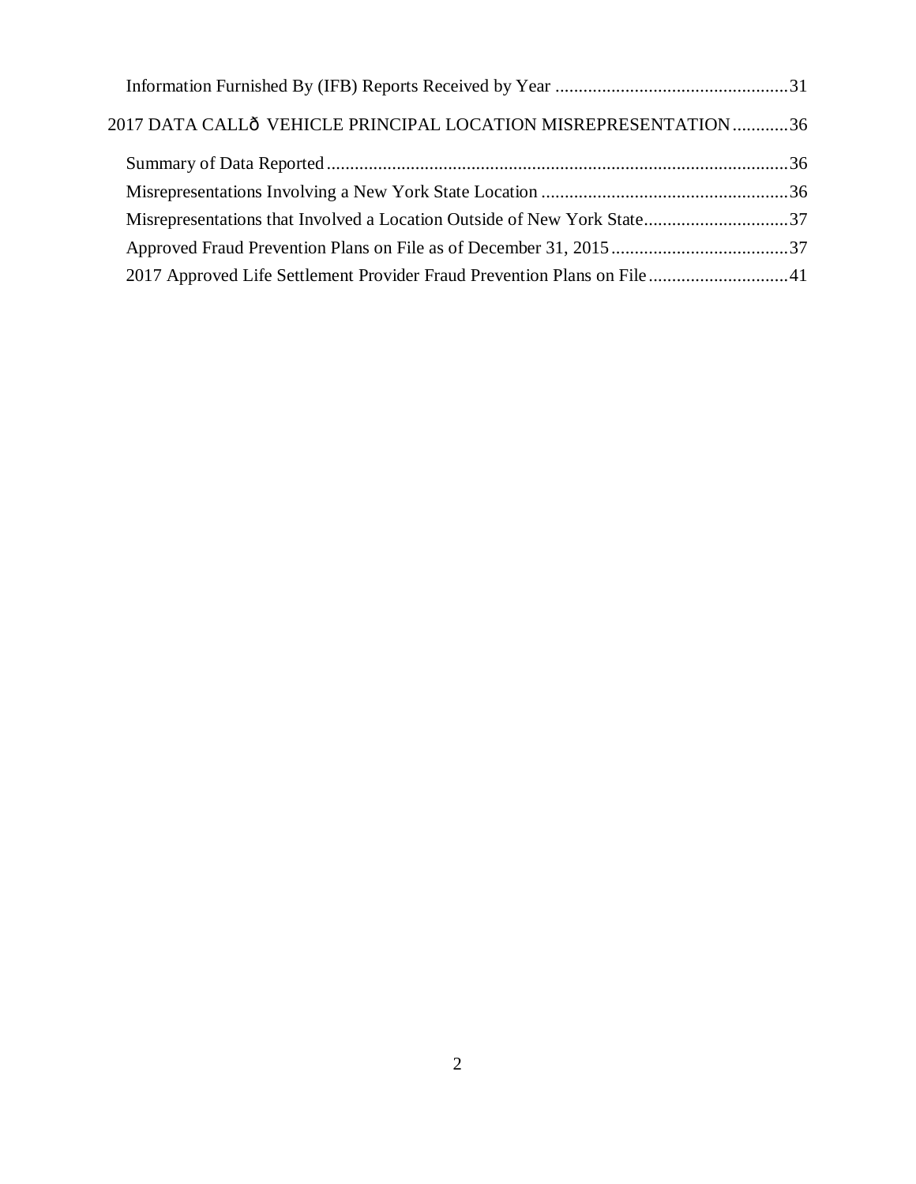Information Furnished By (IFB) Reports Received by Year .................................................31

2017 DATA CALLð VEHICLE PRINCIPAL LOCATION MISREPRESENTATION............36

Summary of Data Reported...................................................................................................36

Misrepresentations Involving a New York State Location ....................................................36

Misrepresentations that Involved a Location Outside of New York State...............................37

Approved Fraud Prevention Plans on File as of December 31, 2015......................................37

2017 Approved Life Settlement Provider Fraud Prevention Plans on File..............................41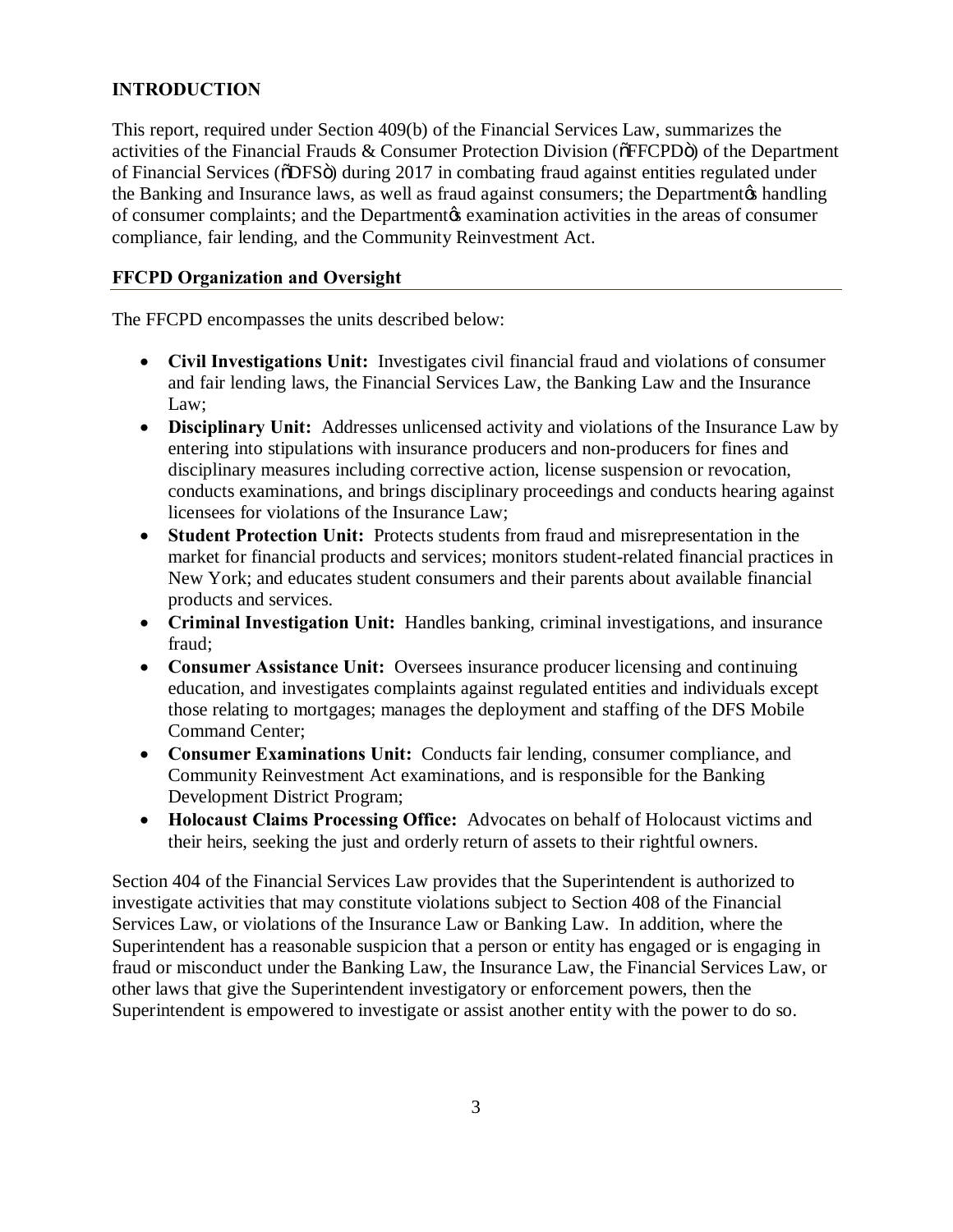## INTRODUCTION

This report, required under Section 409(b) of the Financial Services Law, summarizes the activities of the Financial Frauds & Consumer Protection Division ("FFCPD") of the Department of Financial Services ("DFS") during 2017 in combating fraud against entities regulated under the Banking and Insurance laws, as well as fraud against consumers; the Department's handling of consumer complaints; and the Department's examination activities in the areas of consumer compliance, fair lending, and the Community Reinvestment Act.

### FFCPD Organization and Oversight

The FFCPD encompasses the units described below:

- **Civil Investigations Unit:** Investigates civil financial fraud and violations of consumer and fair lending laws, the Financial Services Law, the Banking Law and the Insurance Law;
- **Disciplinary Unit:** Addresses unlicensed activity and violations of the Insurance Law by entering into stipulations with insurance producers and non-producers for fines and disciplinary measures including corrective action, license suspension or revocation, conducts examinations, and brings disciplinary proceedings and conducts hearing against licensees for violations of the Insurance Law;
- **Student Protection Unit:** Protects students from fraud and misrepresentation in the market for financial products and services; monitors student-related financial practices in New York; and educates student consumers and their parents about available financial products and services.
- **Criminal Investigation Unit:** Handles banking, criminal investigations, and insurance fraud;
- **Consumer Assistance Unit:** Oversees insurance producer licensing and continuing education, and investigates complaints against regulated entities and individuals except those relating to mortgages; manages the deployment and staffing of the DFS Mobile Command Center;
- **Consumer Examinations Unit:** Conducts fair lending, consumer compliance, and Community Reinvestment Act examinations, and is responsible for the Banking Development District Program;
- **Holocaust Claims Processing Office:** Advocates on behalf of Holocaust victims and their heirs, seeking the just and orderly return of assets to their rightful owners.

Section 404 of the Financial Services Law provides that the Superintendent is authorized to investigate activities that may constitute violations subject to Section 408 of the Financial Services Law, or violations of the Insurance Law or Banking Law. In addition, where the Superintendent has a reasonable suspicion that a person or entity has engaged or is engaging in fraud or misconduct under the Banking Law, the Insurance Law, the Financial Services Law, or other laws that give the Superintendent investigatory or enforcement powers, then the Superintendent is empowered to investigate or assist another entity with the power to do so.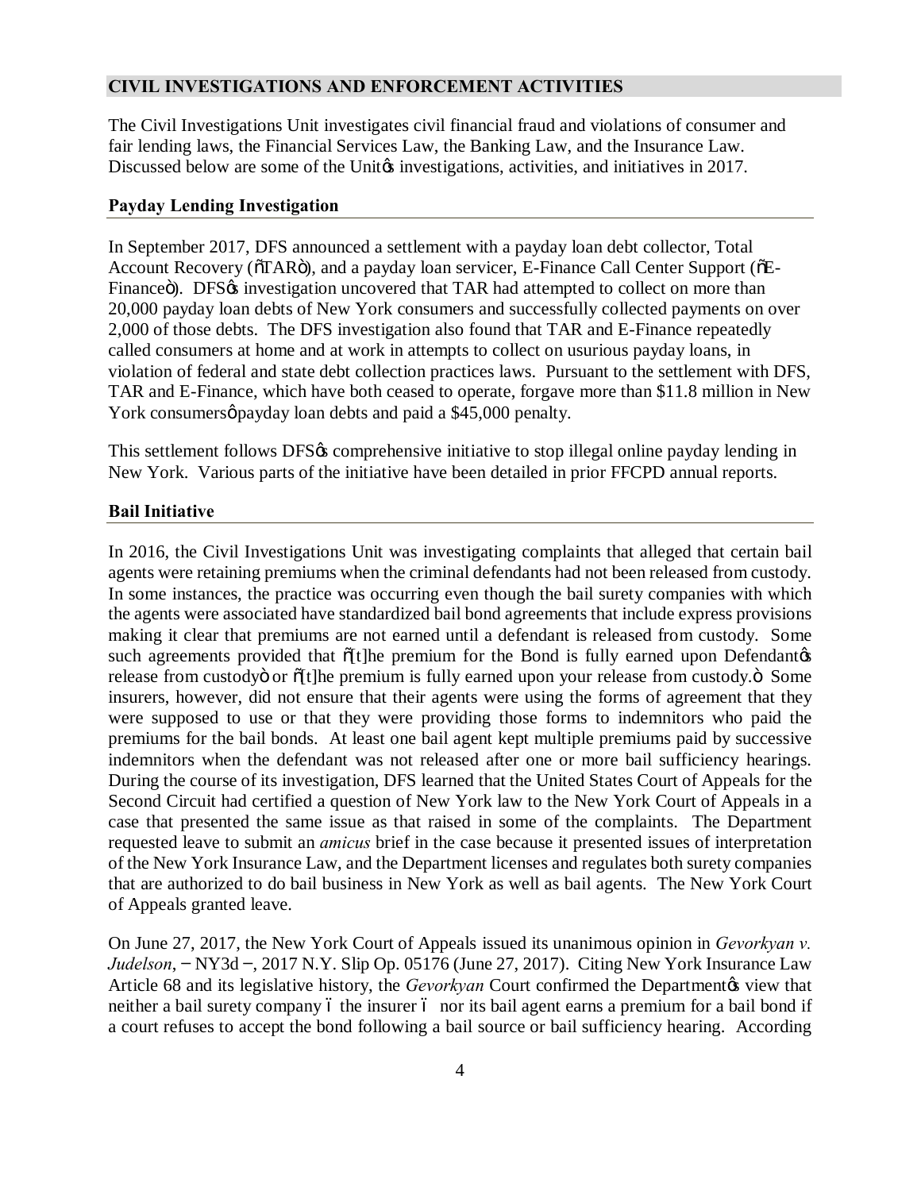## CIVIL INVESTIGATIONS AND ENFORCEMENT ACTIVITIES

The Civil Investigations Unit investigates civil financial fraud and violations of consumer and fair lending laws, the Financial Services Law, the Banking Law, and the Insurance Law. Discussed below are some of the Unit's investigations, activities, and initiatives in 2017.

### Payday Lending Investigation

In September 2017, DFS announced a settlement with a payday loan debt collector, Total Account Recovery ("TAR"), and a payday loan servicer, E-Finance Call Center Support ("E-Finance"). DFS's investigation uncovered that TAR had attempted to collect on more than 20,000 payday loan debts of New York consumers and successfully collected payments on over 2,000 of those debts. The DFS investigation also found that TAR and E-Finance repeatedly called consumers at home and at work in attempts to collect on usurious payday loans, in violation of federal and state debt collection practices laws. Pursuant to the settlement with DFS, TAR and E-Finance, which have both ceased to operate, forgave more than $11.8 million in New York consumers' payday loan debts and paid a $45,000 penalty.

This settlement follows DFS's comprehensive initiative to stop illegal online payday lending in New York. Various parts of the initiative have been detailed in prior FFCPD annual reports.

### Bail Initiative

In 2016, the Civil Investigations Unit was investigating complaints that alleged that certain bail agents were retaining premiums when the criminal defendants had not been released from custody. In some instances, the practice was occurring even though the bail surety companies with which the agents were associated have standardized bail bond agreements that include express provisions making it clear that premiums are not earned until a defendant is released from custody. Some such agreements provided that "[t]he premium for the Bond is fully earned upon Defendant's release from custody" or "[t]he premium is fully earned upon your release from custody." Some insurers, however, did not ensure that their agents were using the forms of agreement that they were supposed to use or that they were providing those forms to indemnitors who paid the premiums for the bail bonds. At least one bail agent kept multiple premiums paid by successive indemnitors when the defendant was not released after one or more bail sufficiency hearings. During the course of its investigation, DFS learned that the United States Court of Appeals for the Second Circuit had certified a question of New York law to the New York Court of Appeals in a case that presented the same issue as that raised in some of the complaints. The Department requested leave to submit an *amicus* brief in the case because it presented issues of interpretation of the New York Insurance Law, and the Department licenses and regulates both surety companies that are authorized to do bail business in New York as well as bail agents. The New York Court of Appeals granted leave.

On June 27, 2017, the New York Court of Appeals issued its unanimous opinion in *Gevorkyan v. Judelson*, – NY3d –, 2017 N.Y. Slip Op. 05176 (June 27, 2017). Citing New York Insurance Law Article 68 and its legislative history, the *Gevorkyan* Court confirmed the Department's view that neither a bail surety company – the insurer – nor its bail agent earns a premium for a bail bond if a court refuses to accept the bond following a bail source or bail sufficiency hearing. According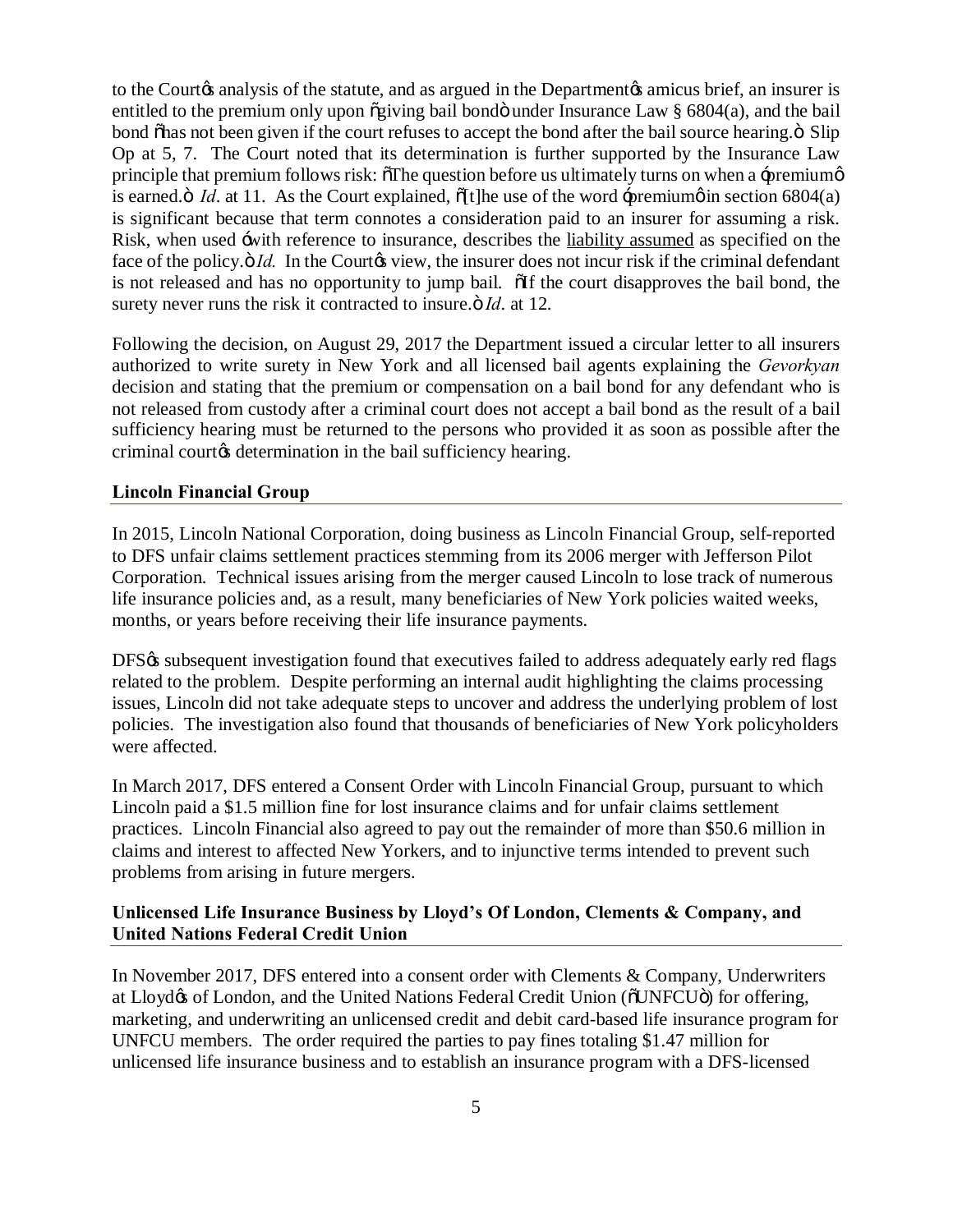to the Court's analysis of the statute, and as argued in the Department's amicus brief, an insurer is entitled to the premium only upon "giving bail bond" under Insurance Law § 6804(a), and the bail bond "has not been given if the court refuses to accept the bond after the bail source hearing." Slip Op at 5, 7. The Court noted that its determination is further supported by the Insurance Law principle that premium follows risk: "The question before us ultimately turns on when a 'premium' is earned." *Id*. at 11. As the Court explained, "[t]he use of the word 'premium' in section 6804(a) is significant because that term connotes a consideration paid to an insurer for assuming a risk. Risk, when used 'with reference to insurance, describes the liability assumed as specified on the face of the policy." *Id.* In the Court's view, the insurer does not incur risk if the criminal defendant is not released and has no opportunity to jump bail. "If the court disapproves the bail bond, the surety never runs the risk it contracted to insure." *Id*. at 12.

Following the decision, on August 29, 2017 the Department issued a circular letter to all insurers authorized to write surety in New York and all licensed bail agents explaining the *Gevorkyan* decision and stating that the premium or compensation on a bail bond for any defendant who is not released from custody after a criminal court does not accept a bail bond as the result of a bail sufficiency hearing must be returned to the persons who provided it as soon as possible after the criminal court's determination in the bail sufficiency hearing.

**Lincoln Financial Group**

In 2015, Lincoln National Corporation, doing business as Lincoln Financial Group, self-reported to DFS unfair claims settlement practices stemming from its 2006 merger with Jefferson Pilot Corporation. Technical issues arising from the merger caused Lincoln to lose track of numerous life insurance policies and, as a result, many beneficiaries of New York policies waited weeks, months, or years before receiving their life insurance payments.

DFS's subsequent investigation found that executives failed to address adequately early red flags related to the problem. Despite performing an internal audit highlighting the claims processing issues, Lincoln did not take adequate steps to uncover and address the underlying problem of lost policies. The investigation also found that thousands of beneficiaries of New York policyholders were affected.

In March 2017, DFS entered a Consent Order with Lincoln Financial Group, pursuant to which Lincoln paid a $1.5 million fine for lost insurance claims and for unfair claims settlement practices. Lincoln Financial also agreed to pay out the remainder of more than $50.6 million in claims and interest to affected New Yorkers, and to injunctive terms intended to prevent such problems from arising in future mergers.

**Unlicensed Life Insurance Business by Lloyd's Of London, Clements & Company, and United Nations Federal Credit Union**

In November 2017, DFS entered into a consent order with Clements & Company, Underwriters at Lloyd's of London, and the United Nations Federal Credit Union ("UNFCU") for offering, marketing, and underwriting an unlicensed credit and debit card-based life insurance program for UNFCU members. The order required the parties to pay fines totaling $1.47 million for unlicensed life insurance business and to establish an insurance program with a DFS-licensed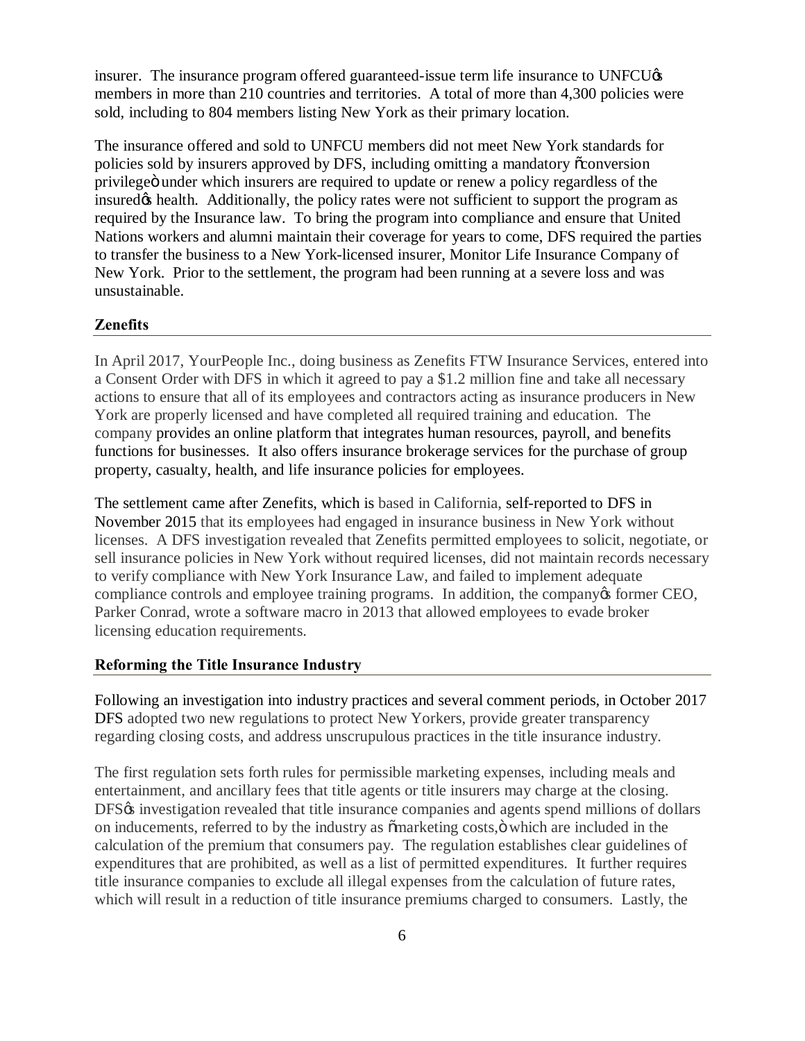insurer. The insurance program offered guaranteed-issue term life insurance to UNFCU's members in more than 210 countries and territories. A total of more than 4,300 policies were sold, including to 804 members listing New York as their primary location.

The insurance offered and sold to UNFCU members did not meet New York standards for policies sold by insurers approved by DFS, including omitting a mandatory "conversion privilege" under which insurers are required to update or renew a policy regardless of the insured's health. Additionally, the policy rates were not sufficient to support the program as required by the Insurance law. To bring the program into compliance and ensure that United Nations workers and alumni maintain their coverage for years to come, DFS required the parties to transfer the business to a New York-licensed insurer, Monitor Life Insurance Company of New York. Prior to the settlement, the program had been running at a severe loss and was unsustainable.

### Zenefits

In April 2017, YourPeople Inc., doing business as Zenefits FTW Insurance Services, entered into a Consent Order with DFS in which it agreed to pay a $1.2 million fine and take all necessary actions to ensure that all of its employees and contractors acting as insurance producers in New York are properly licensed and have completed all required training and education. The company provides an online platform that integrates human resources, payroll, and benefits functions for businesses. It also offers insurance brokerage services for the purchase of group property, casualty, health, and life insurance policies for employees.

The settlement came after Zenefits, which is based in California, self-reported to DFS in November 2015 that its employees had engaged in insurance business in New York without licenses. A DFS investigation revealed that Zenefits permitted employees to solicit, negotiate, or sell insurance policies in New York without required licenses, did not maintain records necessary to verify compliance with New York Insurance Law, and failed to implement adequate compliance controls and employee training programs. In addition, the company's former CEO, Parker Conrad, wrote a software macro in 2013 that allowed employees to evade broker licensing education requirements.

### Reforming the Title Insurance Industry

Following an investigation into industry practices and several comment periods, in October 2017 DFS adopted two new regulations to protect New Yorkers, provide greater transparency regarding closing costs, and address unscrupulous practices in the title insurance industry.

The first regulation sets forth rules for permissible marketing expenses, including meals and entertainment, and ancillary fees that title agents or title insurers may charge at the closing. DFS's investigation revealed that title insurance companies and agents spend millions of dollars on inducements, referred to by the industry as "marketing costs," which are included in the calculation of the premium that consumers pay. The regulation establishes clear guidelines of expenditures that are prohibited, as well as a list of permitted expenditures. It further requires title insurance companies to exclude all illegal expenses from the calculation of future rates, which will result in a reduction of title insurance premiums charged to consumers. Lastly, the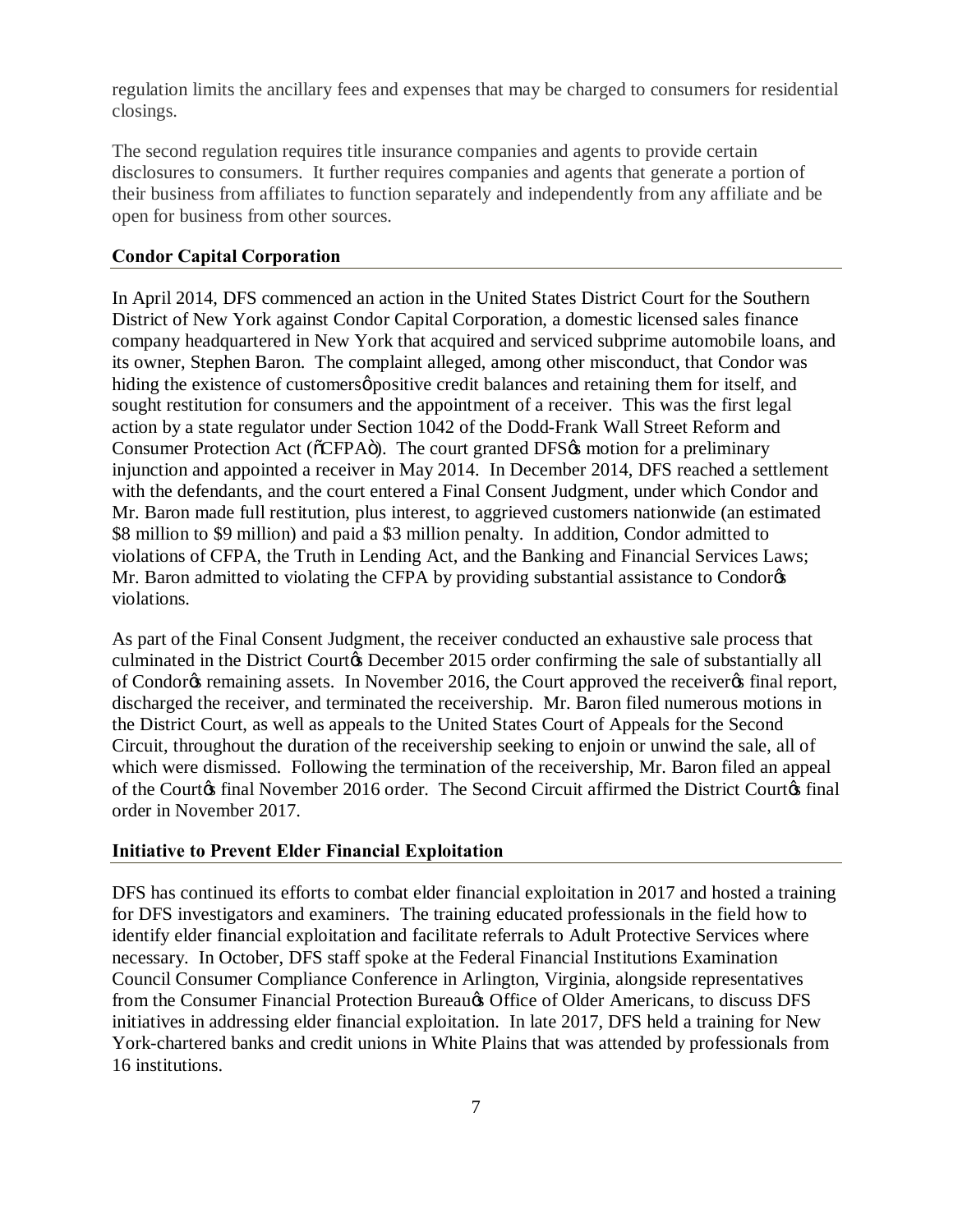regulation limits the ancillary fees and expenses that may be charged to consumers for residential closings.

The second regulation requires title insurance companies and agents to provide certain disclosures to consumers. It further requires companies and agents that generate a portion of their business from affiliates to function separately and independently from any affiliate and be open for business from other sources.

**Condor Capital Corporation**

In April 2014, DFS commenced an action in the United States District Court for the Southern District of New York against Condor Capital Corporation, a domestic licensed sales finance company headquartered in New York that acquired and serviced subprime automobile loans, and its owner, Stephen Baron. The complaint alleged, among other misconduct, that Condor was hiding the existence of customers' positive credit balances and retaining them for itself, and sought restitution for consumers and the appointment of a receiver. This was the first legal action by a state regulator under Section 1042 of the Dodd-Frank Wall Street Reform and Consumer Protection Act ("CFPA"). The court granted DFS's motion for a preliminary injunction and appointed a receiver in May 2014. In December 2014, DFS reached a settlement with the defendants, and the court entered a Final Consent Judgment, under which Condor and Mr. Baron made full restitution, plus interest, to aggrieved customers nationwide (an estimated $8 million to $9 million) and paid a $3 million penalty. In addition, Condor admitted to violations of CFPA, the Truth in Lending Act, and the Banking and Financial Services Laws; Mr. Baron admitted to violating the CFPA by providing substantial assistance to Condor's violations.

As part of the Final Consent Judgment, the receiver conducted an exhaustive sale process that culminated in the District Court's December 2015 order confirming the sale of substantially all of Condor's remaining assets. In November 2016, the Court approved the receiver's final report, discharged the receiver, and terminated the receivership. Mr. Baron filed numerous motions in the District Court, as well as appeals to the United States Court of Appeals for the Second Circuit, throughout the duration of the receivership seeking to enjoin or unwind the sale, all of which were dismissed. Following the termination of the receivership, Mr. Baron filed an appeal of the Court's final November 2016 order. The Second Circuit affirmed the District Court's final order in November 2017.

**Initiative to Prevent Elder Financial Exploitation**

DFS has continued its efforts to combat elder financial exploitation in 2017 and hosted a training for DFS investigators and examiners. The training educated professionals in the field how to identify elder financial exploitation and facilitate referrals to Adult Protective Services where necessary. In October, DFS staff spoke at the Federal Financial Institutions Examination Council Consumer Compliance Conference in Arlington, Virginia, alongside representatives from the Consumer Financial Protection Bureau's Office of Older Americans, to discuss DFS initiatives in addressing elder financial exploitation. In late 2017, DFS held a training for New York-chartered banks and credit unions in White Plains that was attended by professionals from 16 institutions.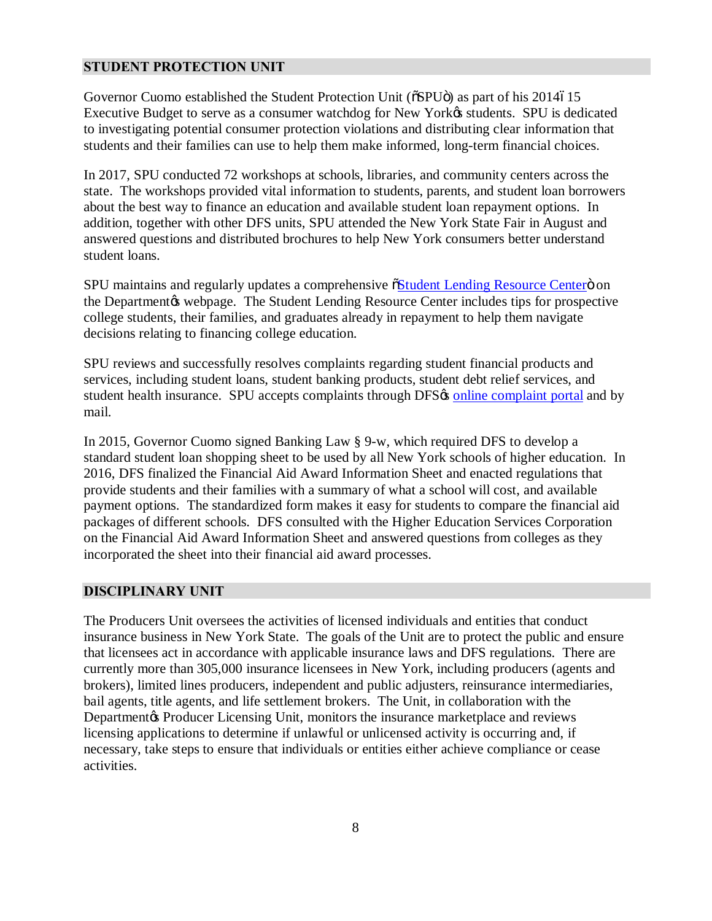## STUDENT PROTECTION UNIT

Governor Cuomo established the Student Protection Unit ("SPU") as part of his 2014–15 Executive Budget to serve as a consumer watchdog for New York's students. SPU is dedicated to investigating potential consumer protection violations and distributing clear information that students and their families can use to help them make informed, long-term financial choices.

In 2017, SPU conducted 72 workshops at schools, libraries, and community centers across the state. The workshops provided vital information to students, parents, and student loan borrowers about the best way to finance an education and available student loan repayment options. In addition, together with other DFS units, SPU attended the New York State Fair in August and answered questions and distributed brochures to help New York consumers better understand student loans.

SPU maintains and regularly updates a comprehensive "Student Lending Resource Center" on the Department's webpage. The Student Lending Resource Center includes tips for prospective college students, their families, and graduates already in repayment to help them navigate decisions relating to financing college education.

SPU reviews and successfully resolves complaints regarding student financial products and services, including student loans, student banking products, student debt relief services, and student health insurance. SPU accepts complaints through DFS's online complaint portal and by mail.

In 2015, Governor Cuomo signed Banking Law § 9-w, which required DFS to develop a standard student loan shopping sheet to be used by all New York schools of higher education. In 2016, DFS finalized the Financial Aid Award Information Sheet and enacted regulations that provide students and their families with a summary of what a school will cost, and available payment options. The standardized form makes it easy for students to compare the financial aid packages of different schools. DFS consulted with the Higher Education Services Corporation on the Financial Aid Award Information Sheet and answered questions from colleges as they incorporated the sheet into their financial aid award processes.

## DISCIPLINARY UNIT

The Producers Unit oversees the activities of licensed individuals and entities that conduct insurance business in New York State. The goals of the Unit are to protect the public and ensure that licensees act in accordance with applicable insurance laws and DFS regulations. There are currently more than 305,000 insurance licensees in New York, including producers (agents and brokers), limited lines producers, independent and public adjusters, reinsurance intermediaries, bail agents, title agents, and life settlement brokers. The Unit, in collaboration with the Department's Producer Licensing Unit, monitors the insurance marketplace and reviews licensing applications to determine if unlawful or unlicensed activity is occurring and, if necessary, take steps to ensure that individuals or entities either achieve compliance or cease activities.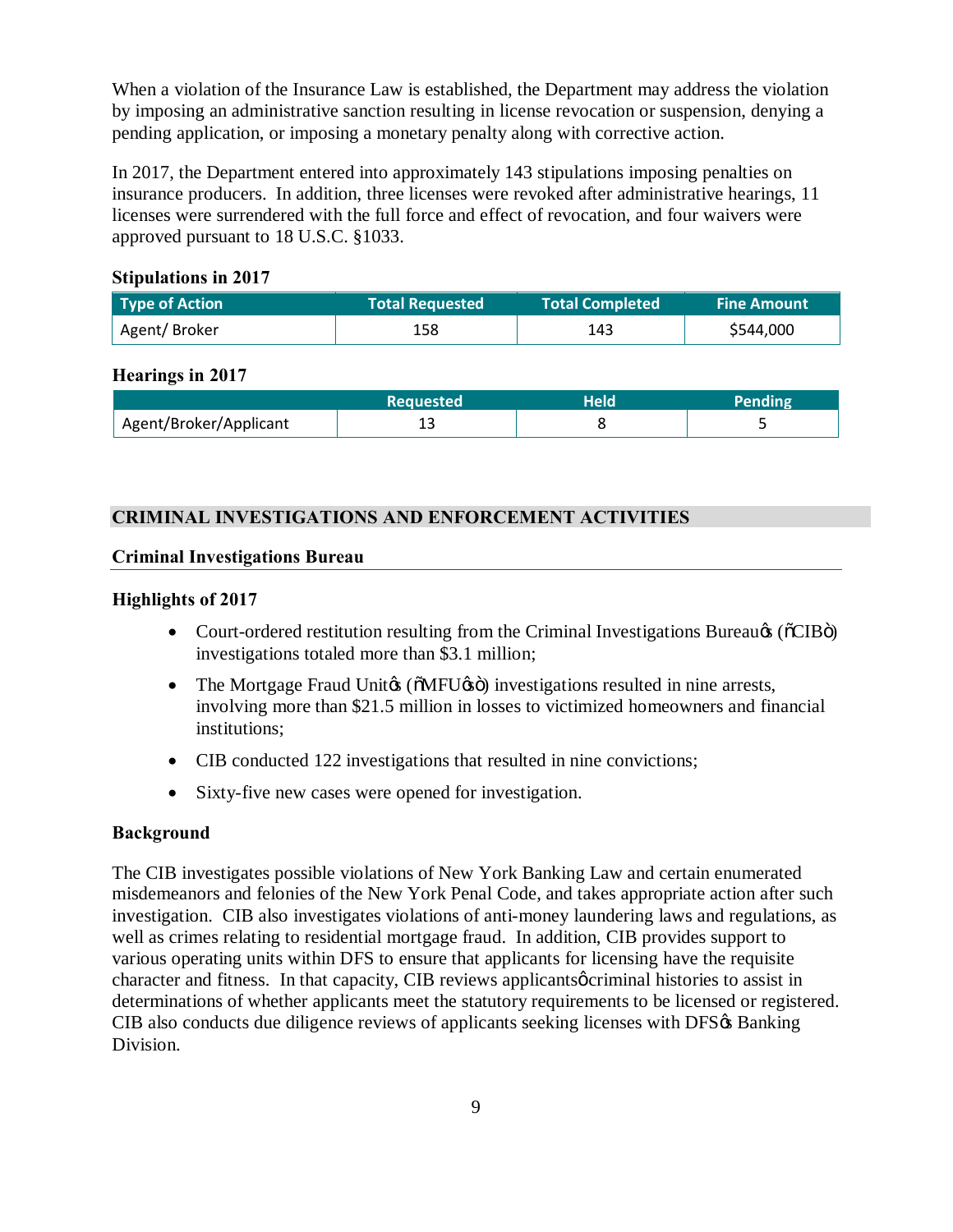When a violation of the Insurance Law is established, the Department may address the violation by imposing an administrative sanction resulting in license revocation or suspension, denying a pending application, or imposing a monetary penalty along with corrective action.

In 2017, the Department entered into approximately 143 stipulations imposing penalties on insurance producers. In addition, three licenses were revoked after administrative hearings, 11 licenses were surrendered with the full force and effect of revocation, and four waivers were approved pursuant to 18 U.S.C. §1033.

**Stipulations in 2017**

| Type of Action | Total Requested | Total Completed | Fine Amount |
|---|---|---|---|
| Agent/ Broker | 158 | 143 | $544,000 |

**Hearings in 2017**

| | Requested | Held | Pending |
|---|---|---|---|
| Agent/Broker/Applicant | 13 | 8 | 5 |

## CRIMINAL INVESTIGATIONS AND ENFORCEMENT ACTIVITIES

### Criminal Investigations Bureau

**Highlights of 2017**

- Court-ordered restitution resulting from the Criminal Investigations Bureau's ("CIB") investigations totaled more than $3.1 million;
- The Mortgage Fraud Unit's ("MFU's") investigations resulted in nine arrests, involving more than $21.5 million in losses to victimized homeowners and financial institutions;
- CIB conducted 122 investigations that resulted in nine convictions;
- Sixty-five new cases were opened for investigation.

**Background**

The CIB investigates possible violations of New York Banking Law and certain enumerated misdemeanors and felonies of the New York Penal Code, and takes appropriate action after such investigation. CIB also investigates violations of anti-money laundering laws and regulations, as well as crimes relating to residential mortgage fraud. In addition, CIB provides support to various operating units within DFS to ensure that applicants for licensing have the requisite character and fitness. In that capacity, CIB reviews applicants' criminal histories to assist in determinations of whether applicants meet the statutory requirements to be licensed or registered. CIB also conducts due diligence reviews of applicants seeking licenses with DFS's Banking Division.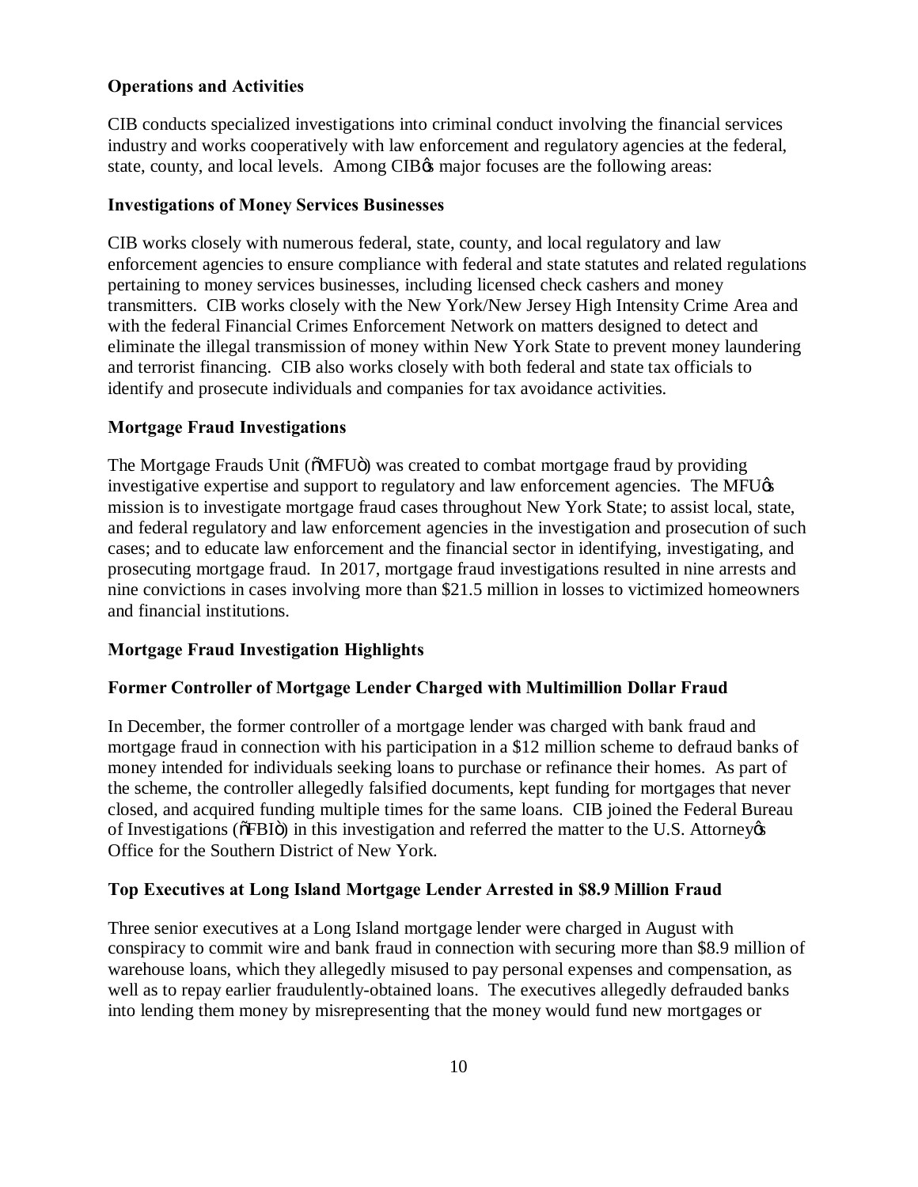**Operations and Activities**

CIB conducts specialized investigations into criminal conduct involving the financial services industry and works cooperatively with law enforcement and regulatory agencies at the federal, state, county, and local levels. Among CIB's major focuses are the following areas:

**Investigations of Money Services Businesses**

CIB works closely with numerous federal, state, county, and local regulatory and law enforcement agencies to ensure compliance with federal and state statutes and related regulations pertaining to money services businesses, including licensed check cashers and money transmitters. CIB works closely with the New York/New Jersey High Intensity Crime Area and with the federal Financial Crimes Enforcement Network on matters designed to detect and eliminate the illegal transmission of money within New York State to prevent money laundering and terrorist financing. CIB also works closely with both federal and state tax officials to identify and prosecute individuals and companies for tax avoidance activities.

**Mortgage Fraud Investigations**

The Mortgage Frauds Unit ("MFU") was created to combat mortgage fraud by providing investigative expertise and support to regulatory and law enforcement agencies. The MFU's mission is to investigate mortgage fraud cases throughout New York State; to assist local, state, and federal regulatory and law enforcement agencies in the investigation and prosecution of such cases; and to educate law enforcement and the financial sector in identifying, investigating, and prosecuting mortgage fraud. In 2017, mortgage fraud investigations resulted in nine arrests and nine convictions in cases involving more than $21.5 million in losses to victimized homeowners and financial institutions.

**Mortgage Fraud Investigation Highlights**

**Former Controller of Mortgage Lender Charged with Multimillion Dollar Fraud**

In December, the former controller of a mortgage lender was charged with bank fraud and mortgage fraud in connection with his participation in a $12 million scheme to defraud banks of money intended for individuals seeking loans to purchase or refinance their homes. As part of the scheme, the controller allegedly falsified documents, kept funding for mortgages that never closed, and acquired funding multiple times for the same loans. CIB joined the Federal Bureau of Investigations ("FBI") in this investigation and referred the matter to the U.S. Attorney's Office for the Southern District of New York.

**Top Executives at Long Island Mortgage Lender Arrested in $8.9 Million Fraud**

Three senior executives at a Long Island mortgage lender were charged in August with conspiracy to commit wire and bank fraud in connection with securing more than $8.9 million of warehouse loans, which they allegedly misused to pay personal expenses and compensation, as well as to repay earlier fraudulently-obtained loans. The executives allegedly defrauded banks into lending them money by misrepresenting that the money would fund new mortgages or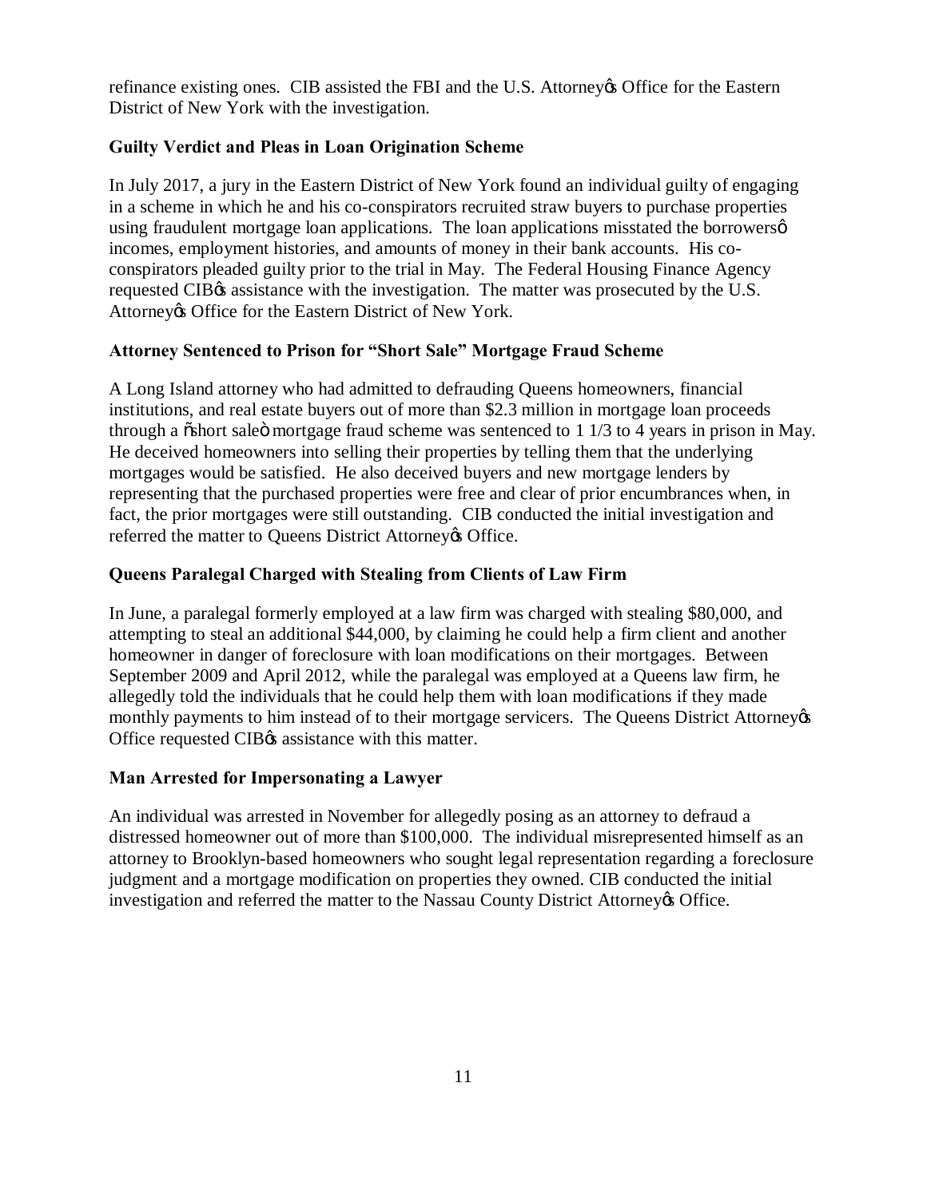refinance existing ones. CIB assisted the FBI and the U.S. Attorney's Office for the Eastern District of New York with the investigation.

**Guilty Verdict and Pleas in Loan Origination Scheme**

In July 2017, a jury in the Eastern District of New York found an individual guilty of engaging in a scheme in which he and his co-conspirators recruited straw buyers to purchase properties using fraudulent mortgage loan applications. The loan applications misstated the borrowers' incomes, employment histories, and amounts of money in their bank accounts. His co-conspirators pleaded guilty prior to the trial in May. The Federal Housing Finance Agency requested CIB's assistance with the investigation. The matter was prosecuted by the U.S. Attorney's Office for the Eastern District of New York.

**Attorney Sentenced to Prison for "Short Sale" Mortgage Fraud Scheme**

A Long Island attorney who had admitted to defrauding Queens homeowners, financial institutions, and real estate buyers out of more than $2.3 million in mortgage loan proceeds through a "short sale" mortgage fraud scheme was sentenced to 1 1/3 to 4 years in prison in May. He deceived homeowners into selling their properties by telling them that the underlying mortgages would be satisfied. He also deceived buyers and new mortgage lenders by representing that the purchased properties were free and clear of prior encumbrances when, in fact, the prior mortgages were still outstanding. CIB conducted the initial investigation and referred the matter to Queens District Attorney's Office.

**Queens Paralegal Charged with Stealing from Clients of Law Firm**

In June, a paralegal formerly employed at a law firm was charged with stealing $80,000, and attempting to steal an additional $44,000, by claiming he could help a firm client and another homeowner in danger of foreclosure with loan modifications on their mortgages. Between September 2009 and April 2012, while the paralegal was employed at a Queens law firm, he allegedly told the individuals that he could help them with loan modifications if they made monthly payments to him instead of to their mortgage servicers. The Queens District Attorney's Office requested CIB's assistance with this matter.

**Man Arrested for Impersonating a Lawyer**

An individual was arrested in November for allegedly posing as an attorney to defraud a distressed homeowner out of more than $100,000. The individual misrepresented himself as an attorney to Brooklyn-based homeowners who sought legal representation regarding a foreclosure judgment and a mortgage modification on properties they owned. CIB conducted the initial investigation and referred the matter to the Nassau County District Attorney's Office.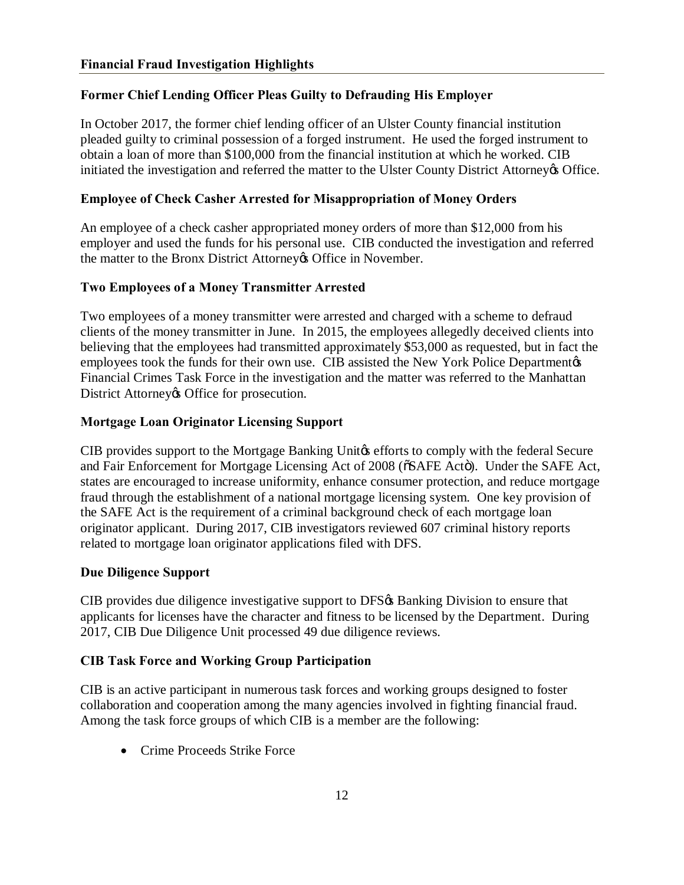## Financial Fraud Investigation Highlights

### Former Chief Lending Officer Pleas Guilty to Defrauding His Employer

In October 2017, the former chief lending officer of an Ulster County financial institution pleaded guilty to criminal possession of a forged instrument. He used the forged instrument to obtain a loan of more than $100,000 from the financial institution at which he worked. CIB initiated the investigation and referred the matter to the Ulster County District Attorney's Office.

### Employee of Check Casher Arrested for Misappropriation of Money Orders

An employee of a check casher appropriated money orders of more than $12,000 from his employer and used the funds for his personal use. CIB conducted the investigation and referred the matter to the Bronx District Attorney's Office in November.

### Two Employees of a Money Transmitter Arrested

Two employees of a money transmitter were arrested and charged with a scheme to defraud clients of the money transmitter in June. In 2015, the employees allegedly deceived clients into believing that the employees had transmitted approximately $53,000 as requested, but in fact the employees took the funds for their own use. CIB assisted the New York Police Department's Financial Crimes Task Force in the investigation and the matter was referred to the Manhattan District Attorney's Office for prosecution.

### Mortgage Loan Originator Licensing Support

CIB provides support to the Mortgage Banking Unit's efforts to comply with the federal Secure and Fair Enforcement for Mortgage Licensing Act of 2008 ("SAFE Act"). Under the SAFE Act, states are encouraged to increase uniformity, enhance consumer protection, and reduce mortgage fraud through the establishment of a national mortgage licensing system. One key provision of the SAFE Act is the requirement of a criminal background check of each mortgage loan originator applicant. During 2017, CIB investigators reviewed 607 criminal history reports related to mortgage loan originator applications filed with DFS.

### Due Diligence Support

CIB provides due diligence investigative support to DFS's Banking Division to ensure that applicants for licenses have the character and fitness to be licensed by the Department. During 2017, CIB Due Diligence Unit processed 49 due diligence reviews.

### CIB Task Force and Working Group Participation

CIB is an active participant in numerous task forces and working groups designed to foster collaboration and cooperation among the many agencies involved in fighting financial fraud. Among the task force groups of which CIB is a member are the following:

- Crime Proceeds Strike Force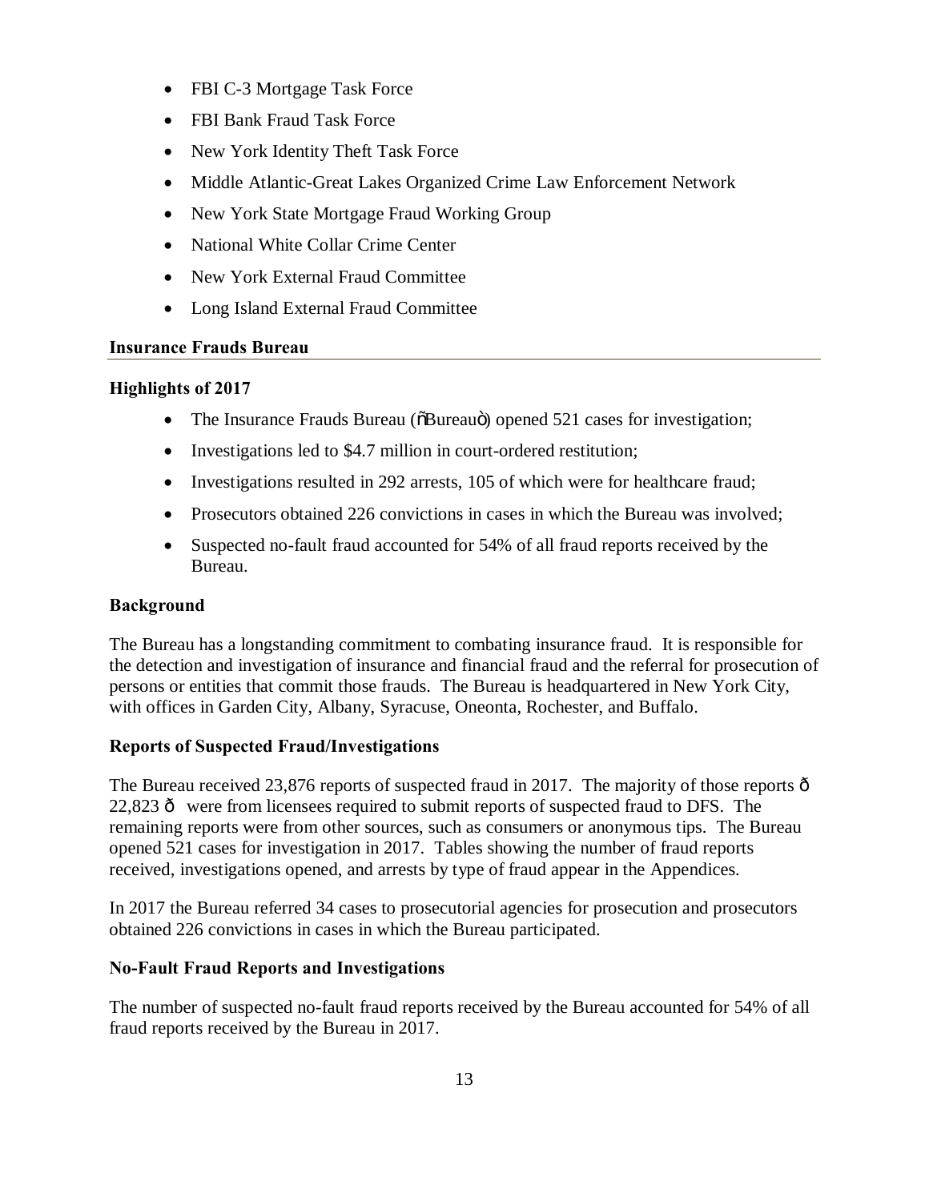- FBI C-3 Mortgage Task Force
- FBI Bank Fraud Task Force
- New York Identity Theft Task Force
- Middle Atlantic-Great Lakes Organized Crime Law Enforcement Network
- New York State Mortgage Fraud Working Group
- National White Collar Crime Center
- New York External Fraud Committee
- Long Island External Fraud Committee

## Insurance Frauds Bureau

### Highlights of 2017

- The Insurance Frauds Bureau ("Bureau") opened 521 cases for investigation;
- Investigations led to $4.7 million in court-ordered restitution;
- Investigations resulted in 292 arrests, 105 of which were for healthcare fraud;
- Prosecutors obtained 226 convictions in cases in which the Bureau was involved;
- Suspected no-fault fraud accounted for 54% of all fraud reports received by the Bureau.

### Background

The Bureau has a longstanding commitment to combating insurance fraud. It is responsible for the detection and investigation of insurance and financial fraud and the referral for prosecution of persons or entities that commit those frauds. The Bureau is headquartered in New York City, with offices in Garden City, Albany, Syracuse, Oneonta, Rochester, and Buffalo.

### Reports of Suspected Fraud/Investigations

The Bureau received 23,876 reports of suspected fraud in 2017. The majority of those reports – 22,823 – were from licensees required to submit reports of suspected fraud to DFS. The remaining reports were from other sources, such as consumers or anonymous tips. The Bureau opened 521 cases for investigation in 2017. Tables showing the number of fraud reports received, investigations opened, and arrests by type of fraud appear in the Appendices.

In 2017 the Bureau referred 34 cases to prosecutorial agencies for prosecution and prosecutors obtained 226 convictions in cases in which the Bureau participated.

### No-Fault Fraud Reports and Investigations

The number of suspected no-fault fraud reports received by the Bureau accounted for 54% of all fraud reports received by the Bureau in 2017.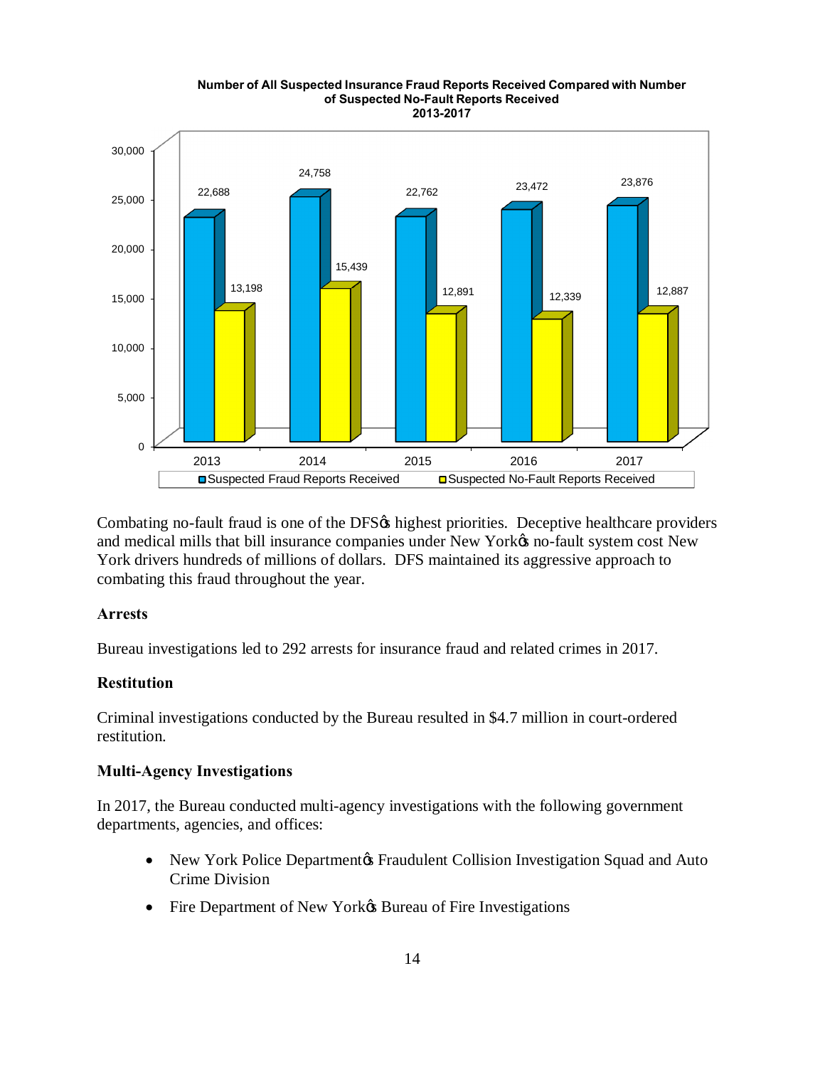**Number of All Suspected Insurance Fraud Reports Received Compared with Number of Suspected No-Fault Reports Received 2013-2017**

| Year | Suspected Fraud Reports Received | Suspected No-Fault Reports Received |
|---|---|---|
| 2013 | 22,688 | 13,198 |
| 2014 | 24,758 | 15,439 |
| 2015 | 22,762 | 12,891 |
| 2016 | 23,472 | 12,339 |
| 2017 | 23,876 | 12,887 |

Combating no-fault fraud is one of the DFS's highest priorities. Deceptive healthcare providers and medical mills that bill insurance companies under New York's no-fault system cost New York drivers hundreds of millions of dollars. DFS maintained its aggressive approach to combating this fraud throughout the year.

### Arrests

Bureau investigations led to 292 arrests for insurance fraud and related crimes in 2017.

### Restitution

Criminal investigations conducted by the Bureau resulted in $4.7 million in court-ordered restitution.

### Multi-Agency Investigations

In 2017, the Bureau conducted multi-agency investigations with the following government departments, agencies, and offices:

- New York Police Department's Fraudulent Collision Investigation Squad and Auto Crime Division
- Fire Department of New York's Bureau of Fire Investigations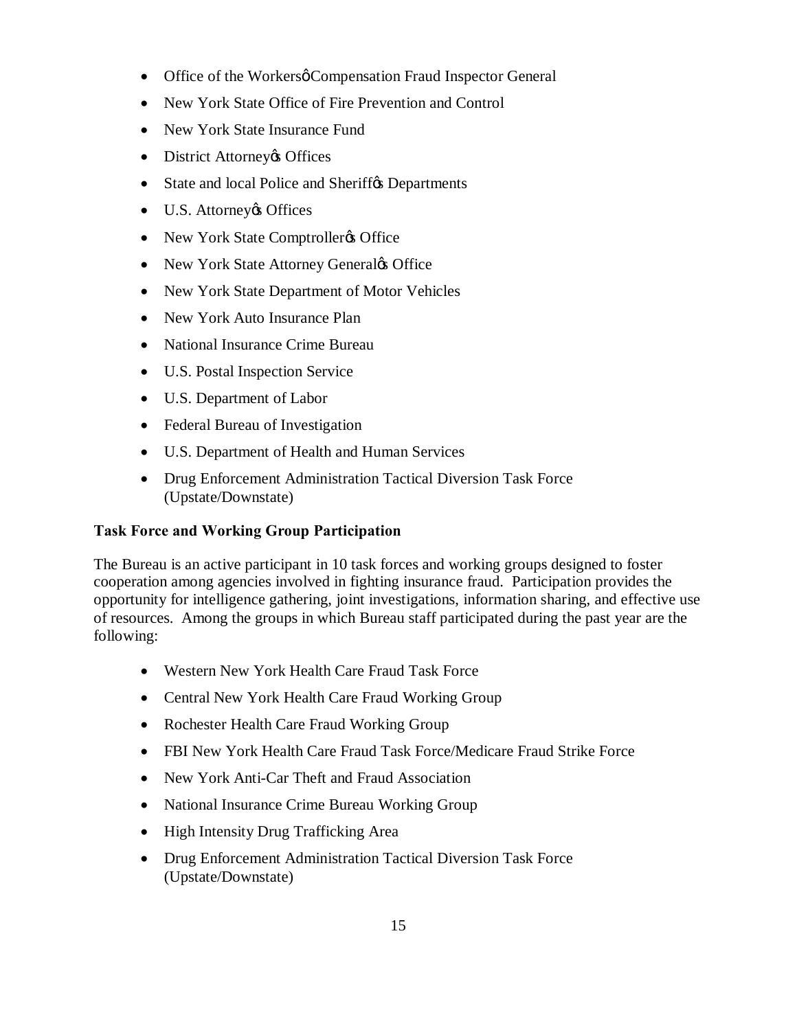- Office of the Workersø Compensation Fraud Inspector General
- New York State Office of Fire Prevention and Control
- New York State Insurance Fund
- District Attorneyøs Offices
- State and local Police and Sherifføs Departments
- U.S. Attorneyøs Offices
- New York State Comptrollerøs Office
- New York State Attorney Generaløs Office
- New York State Department of Motor Vehicles
- New York Auto Insurance Plan
- National Insurance Crime Bureau
- U.S. Postal Inspection Service
- U.S. Department of Labor
- Federal Bureau of Investigation
- U.S. Department of Health and Human Services
- Drug Enforcement Administration Tactical Diversion Task Force (Upstate/Downstate)

**Task Force and Working Group Participation**

The Bureau is an active participant in 10 task forces and working groups designed to foster cooperation among agencies involved in fighting insurance fraud. Participation provides the opportunity for intelligence gathering, joint investigations, information sharing, and effective use of resources. Among the groups in which Bureau staff participated during the past year are the following:

- Western New York Health Care Fraud Task Force
- Central New York Health Care Fraud Working Group
- Rochester Health Care Fraud Working Group
- FBI New York Health Care Fraud Task Force/Medicare Fraud Strike Force
- New York Anti-Car Theft and Fraud Association
- National Insurance Crime Bureau Working Group
- High Intensity Drug Trafficking Area
- Drug Enforcement Administration Tactical Diversion Task Force (Upstate/Downstate)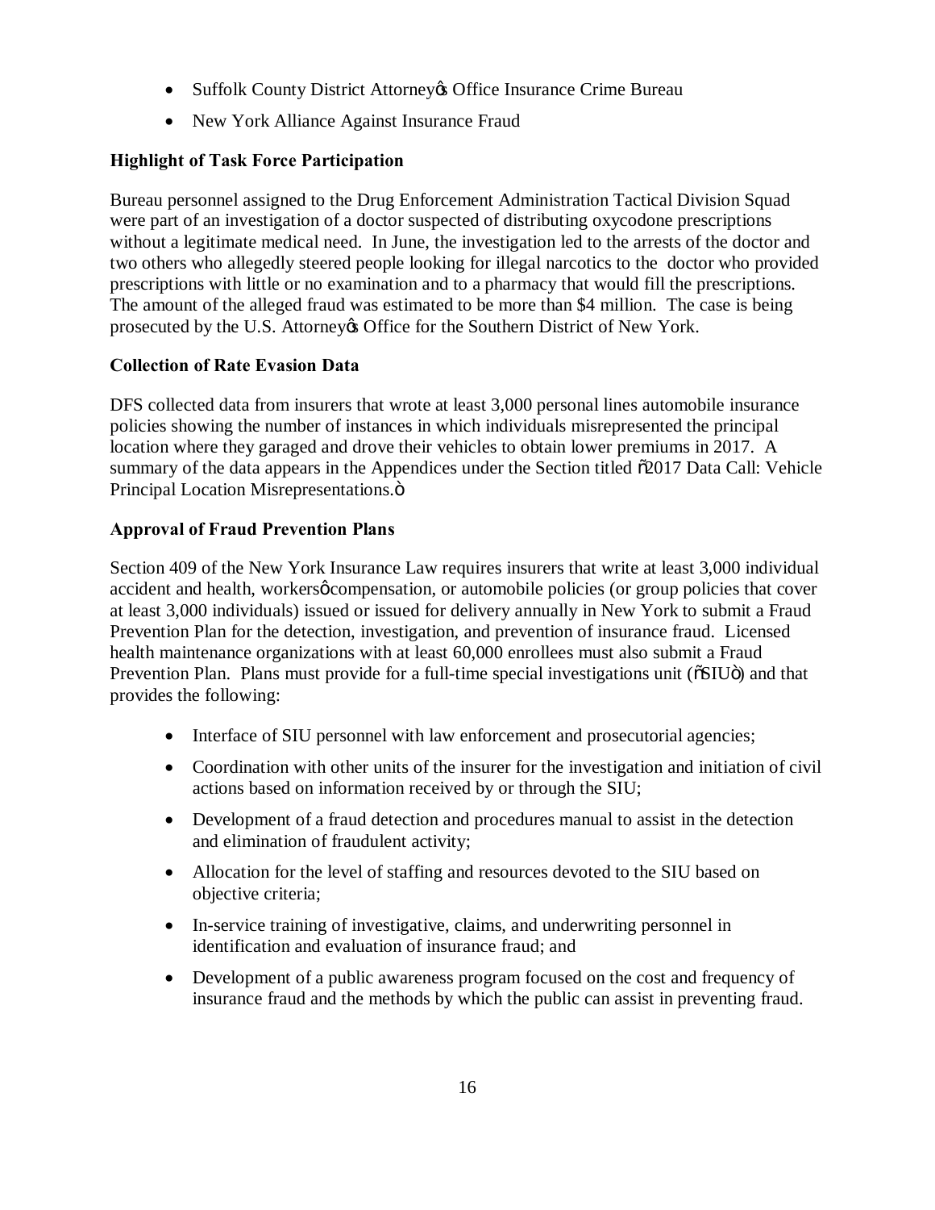- Suffolk County District Attorney's Office Insurance Crime Bureau
- New York Alliance Against Insurance Fraud

**Highlight of Task Force Participation**

Bureau personnel assigned to the Drug Enforcement Administration Tactical Division Squad were part of an investigation of a doctor suspected of distributing oxycodone prescriptions without a legitimate medical need. In June, the investigation led to the arrests of the doctor and two others who allegedly steered people looking for illegal narcotics to the doctor who provided prescriptions with little or no examination and to a pharmacy that would fill the prescriptions. The amount of the alleged fraud was estimated to be more than $4 million. The case is being prosecuted by the U.S. Attorney's Office for the Southern District of New York.

**Collection of Rate Evasion Data**

DFS collected data from insurers that wrote at least 3,000 personal lines automobile insurance policies showing the number of instances in which individuals misrepresented the principal location where they garaged and drove their vehicles to obtain lower premiums in 2017. A summary of the data appears in the Appendices under the Section titled "2017 Data Call: Vehicle Principal Location Misrepresentations."

**Approval of Fraud Prevention Plans**

Section 409 of the New York Insurance Law requires insurers that write at least 3,000 individual accident and health, workers' compensation, or automobile policies (or group policies that cover at least 3,000 individuals) issued or issued for delivery annually in New York to submit a Fraud Prevention Plan for the detection, investigation, and prevention of insurance fraud. Licensed health maintenance organizations with at least 60,000 enrollees must also submit a Fraud Prevention Plan. Plans must provide for a full-time special investigations unit ("SIU") and that provides the following:

- Interface of SIU personnel with law enforcement and prosecutorial agencies;
- Coordination with other units of the insurer for the investigation and initiation of civil actions based on information received by or through the SIU;
- Development of a fraud detection and procedures manual to assist in the detection and elimination of fraudulent activity;
- Allocation for the level of staffing and resources devoted to the SIU based on objective criteria;
- In-service training of investigative, claims, and underwriting personnel in identification and evaluation of insurance fraud; and
- Development of a public awareness program focused on the cost and frequency of insurance fraud and the methods by which the public can assist in preventing fraud.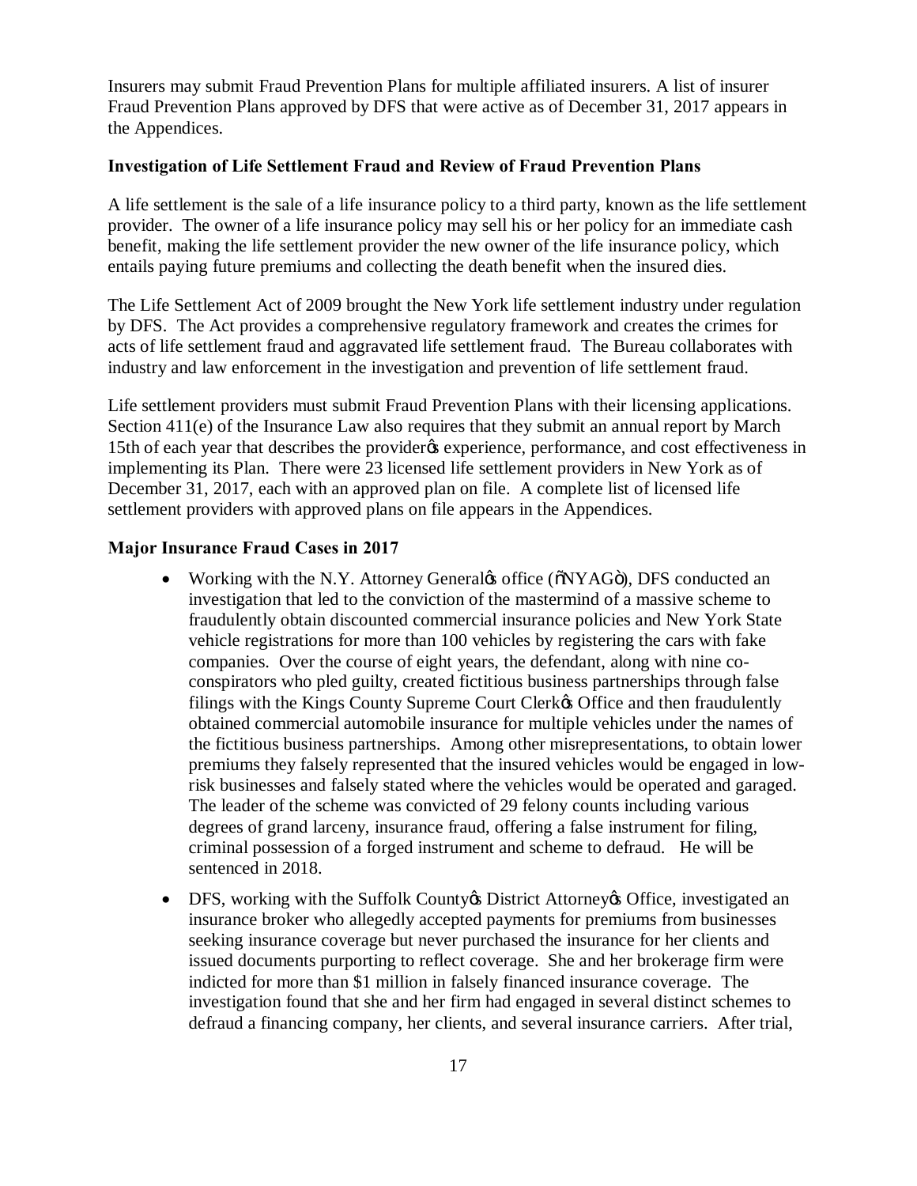Insurers may submit Fraud Prevention Plans for multiple affiliated insurers. A list of insurer Fraud Prevention Plans approved by DFS that were active as of December 31, 2017 appears in the Appendices.

**Investigation of Life Settlement Fraud and Review of Fraud Prevention Plans**

A life settlement is the sale of a life insurance policy to a third party, known as the life settlement provider. The owner of a life insurance policy may sell his or her policy for an immediate cash benefit, making the life settlement provider the new owner of the life insurance policy, which entails paying future premiums and collecting the death benefit when the insured dies.

The Life Settlement Act of 2009 brought the New York life settlement industry under regulation by DFS. The Act provides a comprehensive regulatory framework and creates the crimes for acts of life settlement fraud and aggravated life settlement fraud. The Bureau collaborates with industry and law enforcement in the investigation and prevention of life settlement fraud.

Life settlement providers must submit Fraud Prevention Plans with their licensing applications. Section 411(e) of the Insurance Law also requires that they submit an annual report by March 15th of each year that describes the provider's experience, performance, and cost effectiveness in implementing its Plan. There were 23 licensed life settlement providers in New York as of December 31, 2017, each with an approved plan on file. A complete list of licensed life settlement providers with approved plans on file appears in the Appendices.

**Major Insurance Fraud Cases in 2017**

- Working with the N.Y. Attorney General's office ("NYAG"), DFS conducted an investigation that led to the conviction of the mastermind of a massive scheme to fraudulently obtain discounted commercial insurance policies and New York State vehicle registrations for more than 100 vehicles by registering the cars with fake companies. Over the course of eight years, the defendant, along with nine co-conspirators who pled guilty, created fictitious business partnerships through false filings with the Kings County Supreme Court Clerk's Office and then fraudulently obtained commercial automobile insurance for multiple vehicles under the names of the fictitious business partnerships. Among other misrepresentations, to obtain lower premiums they falsely represented that the insured vehicles would be engaged in low-risk businesses and falsely stated where the vehicles would be operated and garaged. The leader of the scheme was convicted of 29 felony counts including various degrees of grand larceny, insurance fraud, offering a false instrument for filing, criminal possession of a forged instrument and scheme to defraud. He will be sentenced in 2018.
- DFS, working with the Suffolk County's District Attorney's Office, investigated an insurance broker who allegedly accepted payments for premiums from businesses seeking insurance coverage but never purchased the insurance for her clients and issued documents purporting to reflect coverage. She and her brokerage firm were indicted for more than $1 million in falsely financed insurance coverage. The investigation found that she and her firm had engaged in several distinct schemes to defraud a financing company, her clients, and several insurance carriers. After trial,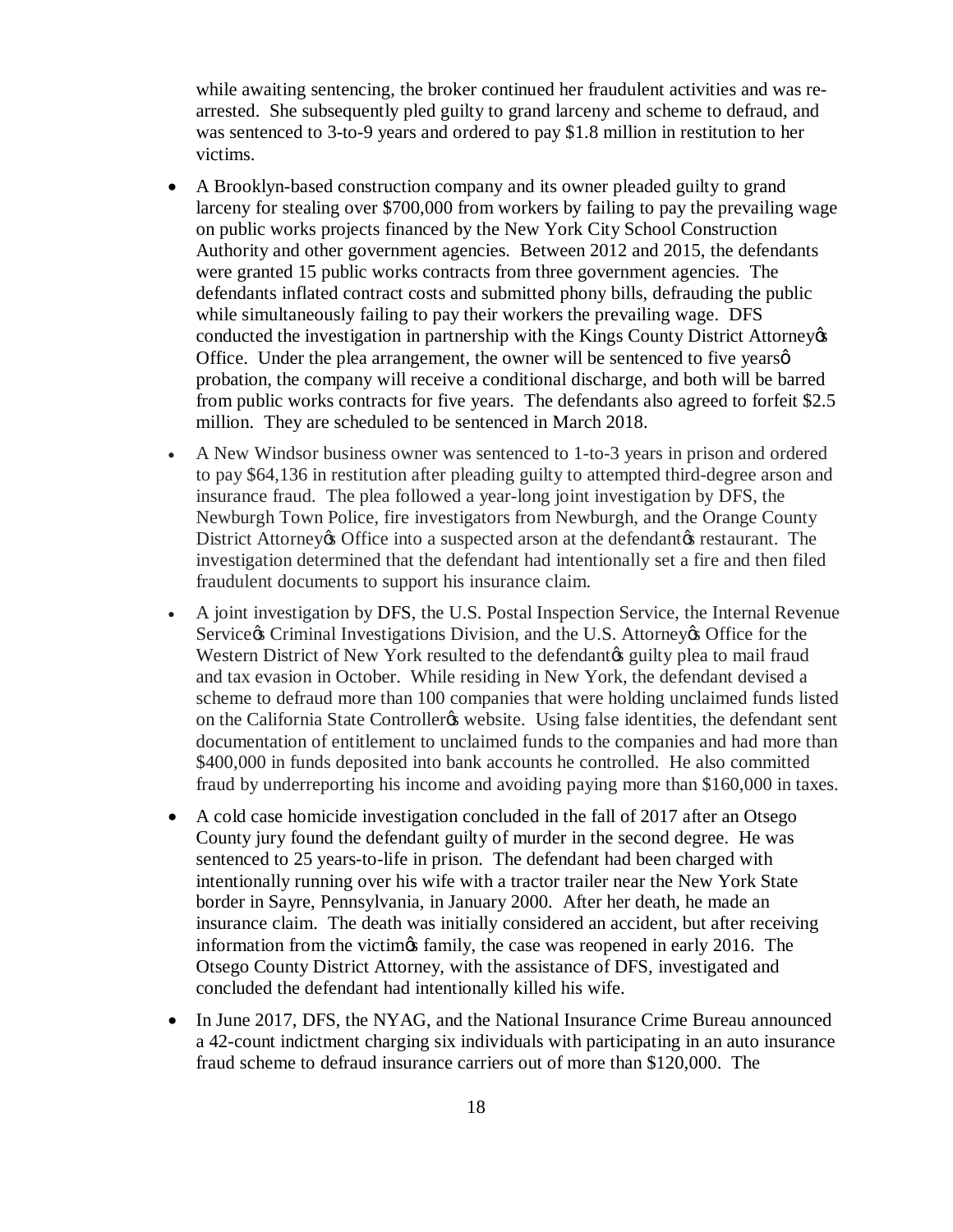while awaiting sentencing, the broker continued her fraudulent activities and was re-arrested. She subsequently pled guilty to grand larceny and scheme to defraud, and was sentenced to 3-to-9 years and ordered to pay $1.8 million in restitution to her victims.

- A Brooklyn-based construction company and its owner pleaded guilty to grand larceny for stealing over $700,000 from workers by failing to pay the prevailing wage on public works projects financed by the New York City School Construction Authority and other government agencies. Between 2012 and 2015, the defendants were granted 15 public works contracts from three government agencies. The defendants inflated contract costs and submitted phony bills, defrauding the public while simultaneously failing to pay their workers the prevailing wage. DFS conducted the investigation in partnership with the Kings County District Attorney's Office. Under the plea arrangement, the owner will be sentenced to five years' probation, the company will receive a conditional discharge, and both will be barred from public works contracts for five years. The defendants also agreed to forfeit $2.5 million. They are scheduled to be sentenced in March 2018.
- A New Windsor business owner was sentenced to 1-to-3 years in prison and ordered to pay $64,136 in restitution after pleading guilty to attempted third-degree arson and insurance fraud. The plea followed a year-long joint investigation by DFS, the Newburgh Town Police, fire investigators from Newburgh, and the Orange County District Attorney's Office into a suspected arson at the defendant's restaurant. The investigation determined that the defendant had intentionally set a fire and then filed fraudulent documents to support his insurance claim.
- A joint investigation by DFS, the U.S. Postal Inspection Service, the Internal Revenue Service's Criminal Investigations Division, and the U.S. Attorney's Office for the Western District of New York resulted to the defendant's guilty plea to mail fraud and tax evasion in October. While residing in New York, the defendant devised a scheme to defraud more than 100 companies that were holding unclaimed funds listed on the California State Controller's website. Using false identities, the defendant sent documentation of entitlement to unclaimed funds to the companies and had more than $400,000 in funds deposited into bank accounts he controlled. He also committed fraud by underreporting his income and avoiding paying more than $160,000 in taxes.
- A cold case homicide investigation concluded in the fall of 2017 after an Otsego County jury found the defendant guilty of murder in the second degree. He was sentenced to 25 years-to-life in prison. The defendant had been charged with intentionally running over his wife with a tractor trailer near the New York State border in Sayre, Pennsylvania, in January 2000. After her death, he made an insurance claim. The death was initially considered an accident, but after receiving information from the victim's family, the case was reopened in early 2016. The Otsego County District Attorney, with the assistance of DFS, investigated and concluded the defendant had intentionally killed his wife.
- In June 2017, DFS, the NYAG, and the National Insurance Crime Bureau announced a 42-count indictment charging six individuals with participating in an auto insurance fraud scheme to defraud insurance carriers out of more than $120,000. The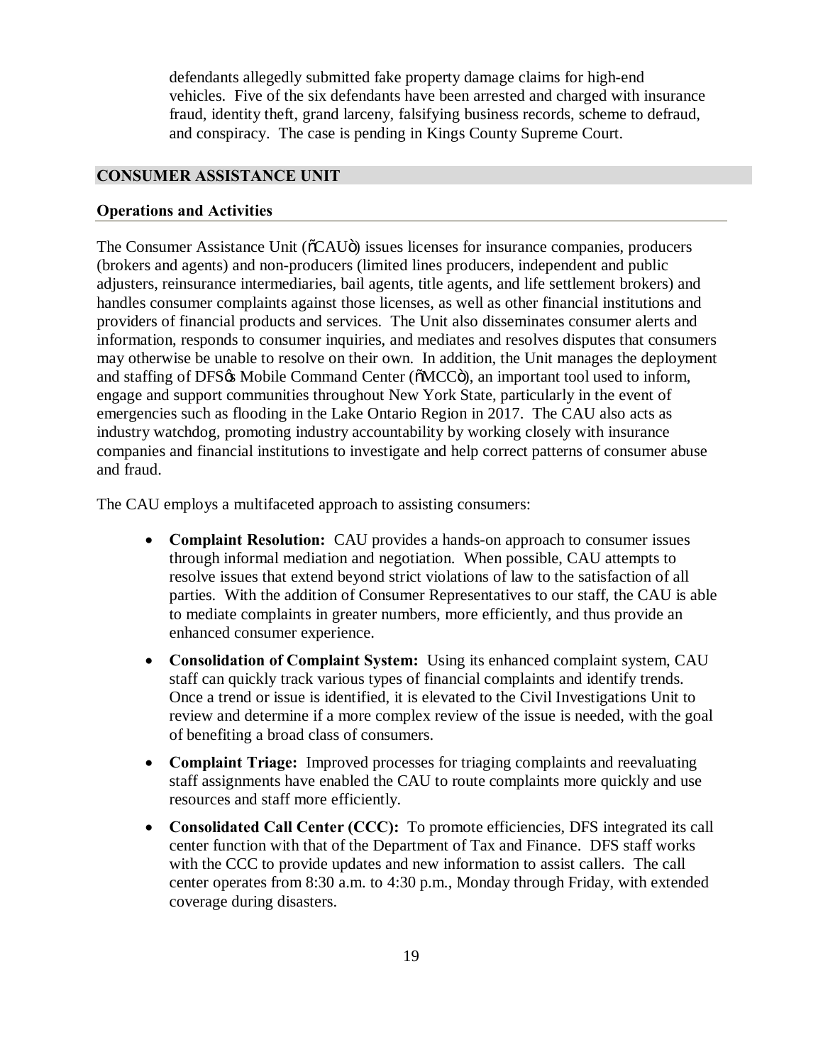defendants allegedly submitted fake property damage claims for high-end vehicles. Five of the six defendants have been arrested and charged with insurance fraud, identity theft, grand larceny, falsifying business records, scheme to defraud, and conspiracy. The case is pending in Kings County Supreme Court.

## CONSUMER ASSISTANCE UNIT

### Operations and Activities

The Consumer Assistance Unit ("CAU") issues licenses for insurance companies, producers (brokers and agents) and non-producers (limited lines producers, independent and public adjusters, reinsurance intermediaries, bail agents, title agents, and life settlement brokers) and handles consumer complaints against those licenses, as well as other financial institutions and providers of financial products and services. The Unit also disseminates consumer alerts and information, responds to consumer inquiries, and mediates and resolves disputes that consumers may otherwise be unable to resolve on their own. In addition, the Unit manages the deployment and staffing of DFS's Mobile Command Center ("MCC"), an important tool used to inform, engage and support communities throughout New York State, particularly in the event of emergencies such as flooding in the Lake Ontario Region in 2017. The CAU also acts as industry watchdog, promoting industry accountability by working closely with insurance companies and financial institutions to investigate and help correct patterns of consumer abuse and fraud.

The CAU employs a multifaceted approach to assisting consumers:

- **Complaint Resolution:** CAU provides a hands-on approach to consumer issues through informal mediation and negotiation. When possible, CAU attempts to resolve issues that extend beyond strict violations of law to the satisfaction of all parties. With the addition of Consumer Representatives to our staff, the CAU is able to mediate complaints in greater numbers, more efficiently, and thus provide an enhanced consumer experience.
- **Consolidation of Complaint System:** Using its enhanced complaint system, CAU staff can quickly track various types of financial complaints and identify trends. Once a trend or issue is identified, it is elevated to the Civil Investigations Unit to review and determine if a more complex review of the issue is needed, with the goal of benefiting a broad class of consumers.
- **Complaint Triage:** Improved processes for triaging complaints and reevaluating staff assignments have enabled the CAU to route complaints more quickly and use resources and staff more efficiently.
- **Consolidated Call Center (CCC):** To promote efficiencies, DFS integrated its call center function with that of the Department of Tax and Finance. DFS staff works with the CCC to provide updates and new information to assist callers. The call center operates from 8:30 a.m. to 4:30 p.m., Monday through Friday, with extended coverage during disasters.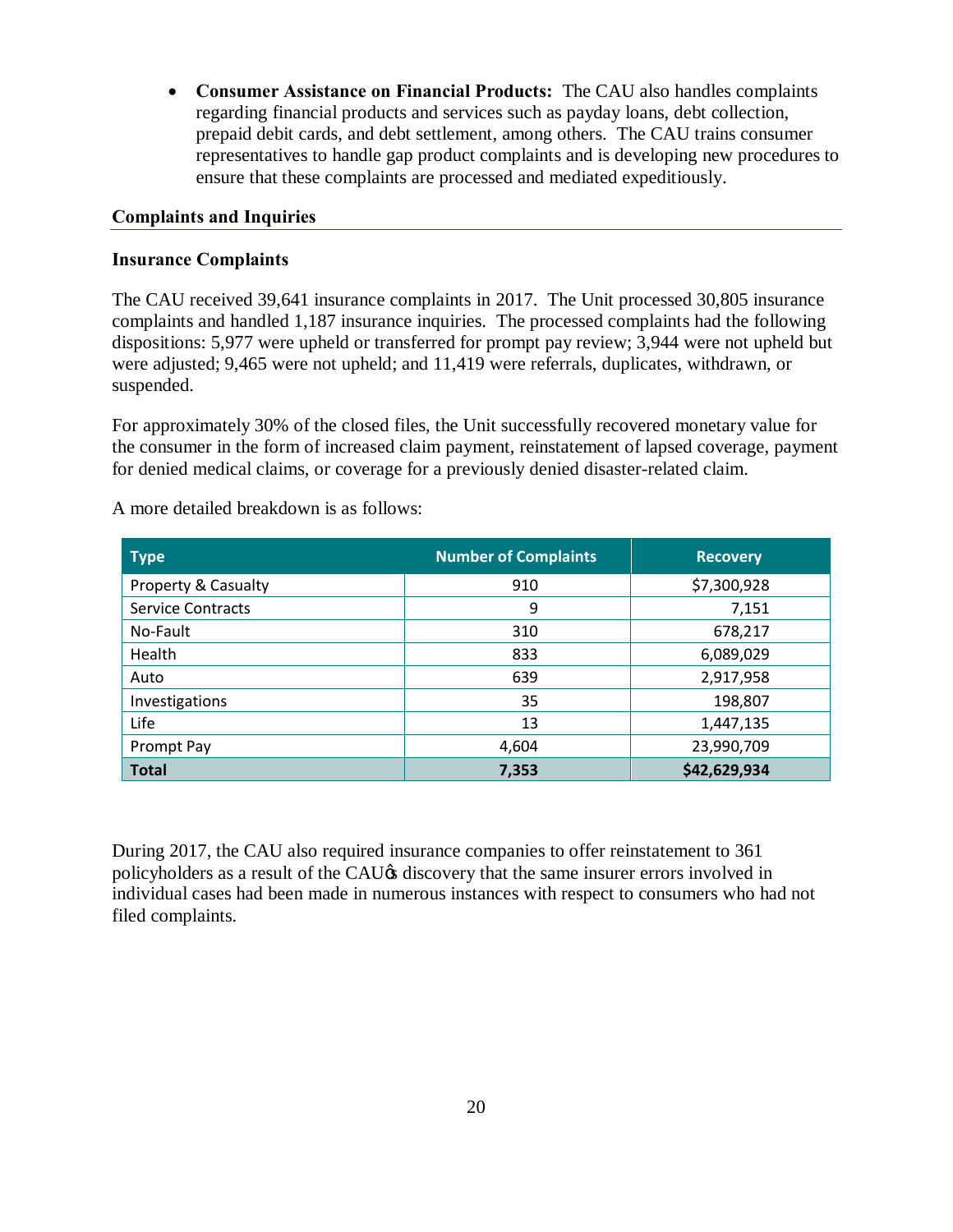- **Consumer Assistance on Financial Products:** The CAU also handles complaints regarding financial products and services such as payday loans, debt collection, prepaid debit cards, and debt settlement, among others. The CAU trains consumer representatives to handle gap product complaints and is developing new procedures to ensure that these complaints are processed and mediated expeditiously.

## Complaints and Inquiries

### Insurance Complaints

The CAU received 39,641 insurance complaints in 2017. The Unit processed 30,805 insurance complaints and handled 1,187 insurance inquiries. The processed complaints had the following dispositions: 5,977 were upheld or transferred for prompt pay review; 3,944 were not upheld but were adjusted; 9,465 were not upheld; and 11,419 were referrals, duplicates, withdrawn, or suspended.

For approximately 30% of the closed files, the Unit successfully recovered monetary value for the consumer in the form of increased claim payment, reinstatement of lapsed coverage, payment for denied medical claims, or coverage for a previously denied disaster-related claim.

A more detailed breakdown is as follows:

| Type | Number of Complaints | Recovery |
| --- | --- | --- |
| Property & Casualty | 910 | $7,300,928 |
| Service Contracts | 9 | 7,151 |
| No-Fault | 310 | 678,217 |
| Health | 833 | 6,089,029 |
| Auto | 639 | 2,917,958 |
| Investigations | 35 | 198,807 |
| Life | 13 | 1,447,135 |
| Prompt Pay | 4,604 | 23,990,709 |
| **Total** | **7,353** | **$42,629,934** |

During 2017, the CAU also required insurance companies to offer reinstatement to 361 policyholders as a result of the CAU's discovery that the same insurer errors involved in individual cases had been made in numerous instances with respect to consumers who had not filed complaints.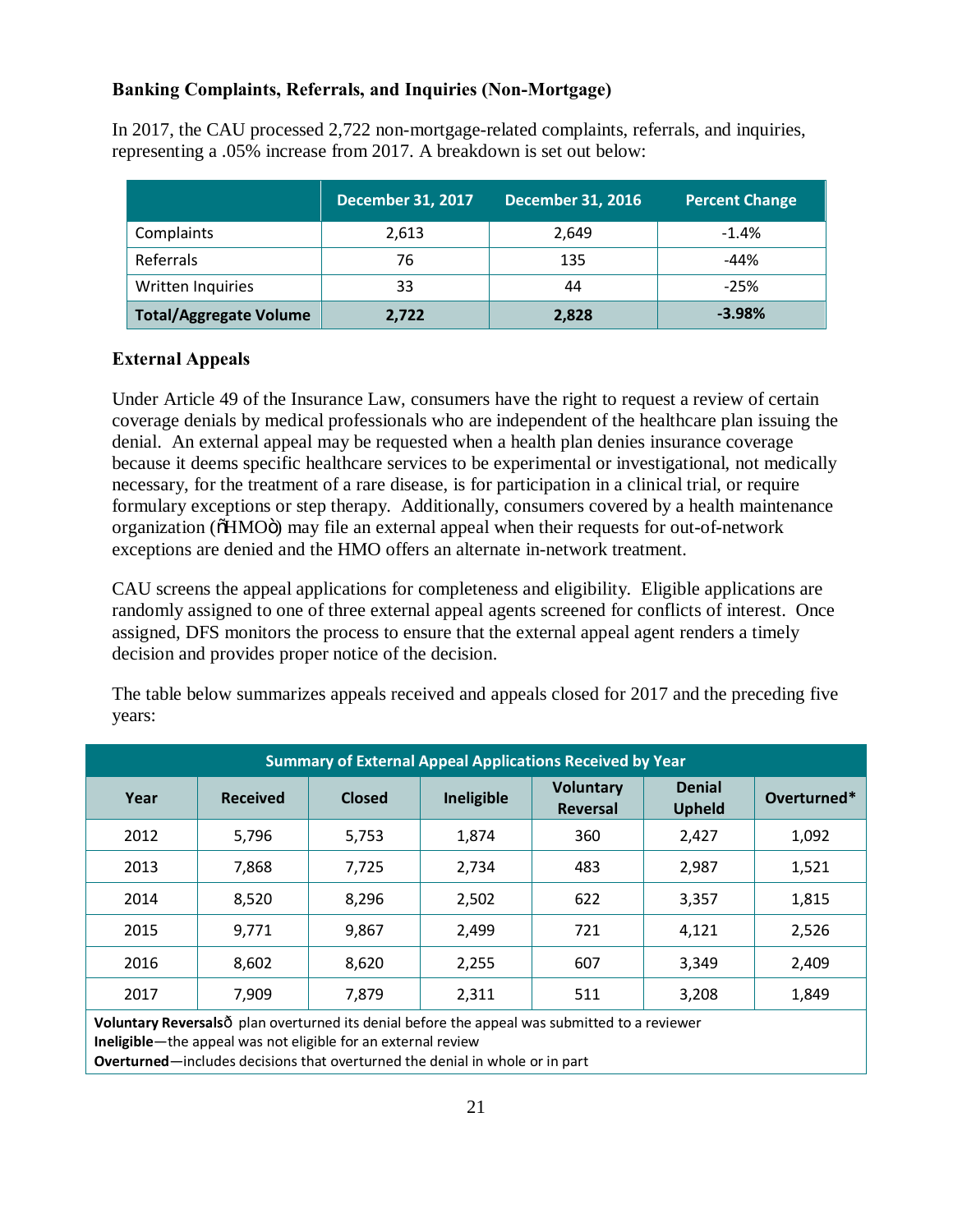### Banking Complaints, Referrals, and Inquiries (Non-Mortgage)

In 2017, the CAU processed 2,722 non-mortgage-related complaints, referrals, and inquiries, representing a .05% increase from 2017. A breakdown is set out below:

| | December 31, 2017 | December 31, 2016 | Percent Change |
|---|---|---|---|
| Complaints | 2,613 | 2,649 | -1.4% |
| Referrals | 76 | 135 | -44% |
| Written Inquiries | 33 | 44 | -25% |
| **Total/Aggregate Volume** | **2,722** | **2,828** | **-3.98%** |

### External Appeals

Under Article 49 of the Insurance Law, consumers have the right to request a review of certain coverage denials by medical professionals who are independent of the healthcare plan issuing the denial. An external appeal may be requested when a health plan denies insurance coverage because it deems specific healthcare services to be experimental or investigational, not medically necessary, for the treatment of a rare disease, is for participation in a clinical trial, or require formulary exceptions or step therapy. Additionally, consumers covered by a health maintenance organization ("HMO") may file an external appeal when their requests for out-of-network exceptions are denied and the HMO offers an alternate in-network treatment.

CAU screens the appeal applications for completeness and eligibility. Eligible applications are randomly assigned to one of three external appeal agents screened for conflicts of interest. Once assigned, DFS monitors the process to ensure that the external appeal agent renders a timely decision and provides proper notice of the decision.

The table below summarizes appeals received and appeals closed for 2017 and the preceding five years:

| Summary of External Appeal Applications Received by Year | | | | | | |
|---|---|---|---|---|---|---|
| **Year** | **Received** | **Closed** | **Ineligible** | **Voluntary Reversal** | **Denial Upheld** | **Overturned*** |
| 2012 | 5,796 | 5,753 | 1,874 | 360 | 2,427 | 1,092 |
| 2013 | 7,868 | 7,725 | 2,734 | 483 | 2,987 | 1,521 |
| 2014 | 8,520 | 8,296 | 2,502 | 622 | 3,357 | 1,815 |
| 2015 | 9,771 | 9,867 | 2,499 | 721 | 4,121 | 2,526 |
| 2016 | 8,602 | 8,620 | 2,255 | 607 | 3,349 | 2,409 |
| 2017 | 7,909 | 7,879 | 2,311 | 511 | 3,208 | 1,849 |

**Voluntary Reversals**—plan overturned its denial before the appeal was submitted to a reviewer
**Ineligible**—the appeal was not eligible for an external review
**Overturned**—includes decisions that overturned the denial in whole or in part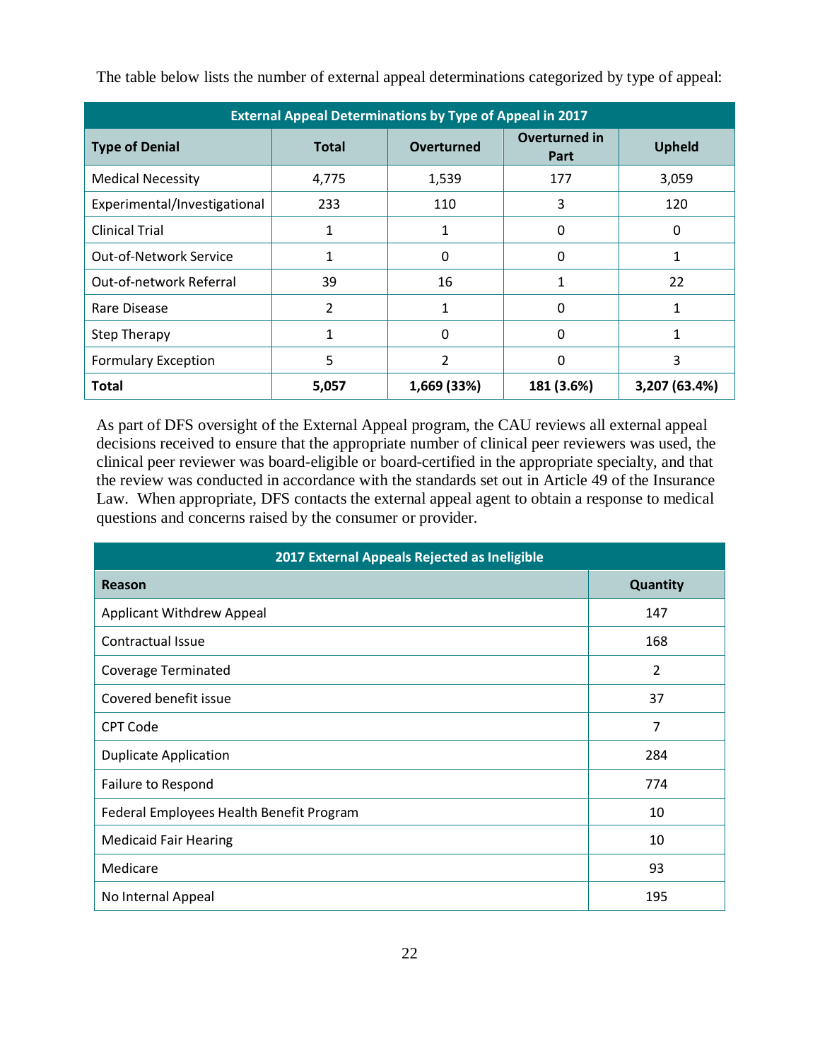The table below lists the number of external appeal determinations categorized by type of appeal:

| External Appeal Determinations by Type of Appeal in 2017 | | | | |
|---|---|---|---|---|
| **Type of Denial** | **Total** | **Overturned** | **Overturned in Part** | **Upheld** |
| Medical Necessity | 4,775 | 1,539 | 177 | 3,059 |
| Experimental/Investigational | 233 | 110 | 3 | 120 |
| Clinical Trial | 1 | 1 | 0 | 0 |
| Out-of-Network Service | 1 | 0 | 0 | 1 |
| Out-of-network Referral | 39 | 16 | 1 | 22 |
| Rare Disease | 2 | 1 | 0 | 1 |
| Step Therapy | 1 | 0 | 0 | 1 |
| Formulary Exception | 5 | 2 | 0 | 3 |
| **Total** | **5,057** | **1,669 (33%)** | **181 (3.6%)** | **3,207 (63.4%)** |

As part of DFS oversight of the External Appeal program, the CAU reviews all external appeal decisions received to ensure that the appropriate number of clinical peer reviewers was used, the clinical peer reviewer was board-eligible or board-certified in the appropriate specialty, and that the review was conducted in accordance with the standards set out in Article 49 of the Insurance Law. When appropriate, DFS contacts the external appeal agent to obtain a response to medical questions and concerns raised by the consumer or provider.

| 2017 External Appeals Rejected as Ineligible | |
|---|---|
| **Reason** | **Quantity** |
| Applicant Withdrew Appeal | 147 |
| Contractual Issue | 168 |
| Coverage Terminated | 2 |
| Covered benefit issue | 37 |
| CPT Code | 7 |
| Duplicate Application | 284 |
| Failure to Respond | 774 |
| Federal Employees Health Benefit Program | 10 |
| Medicaid Fair Hearing | 10 |
| Medicare | 93 |
| No Internal Appeal | 195 |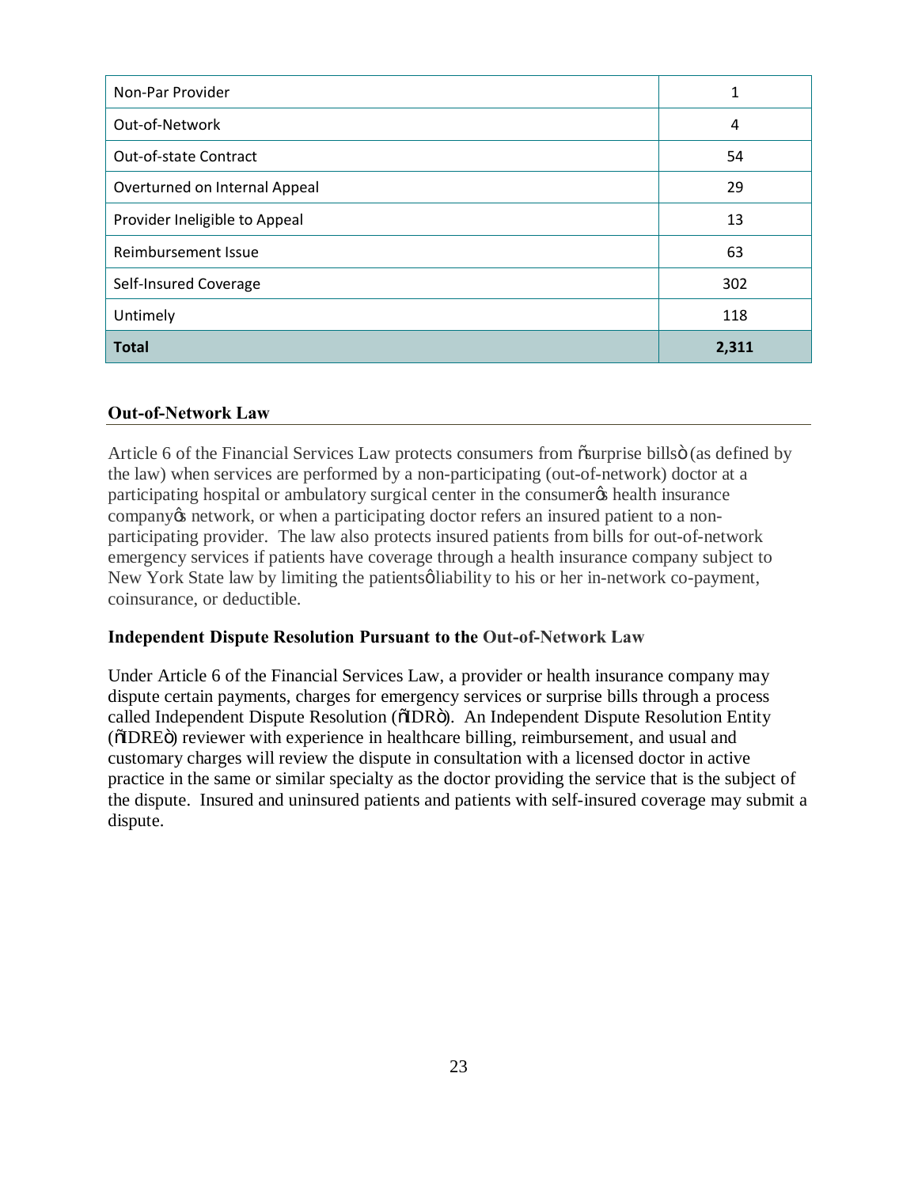| | |
|---|---|
| Non-Par Provider | 1 |
| Out-of-Network | 4 |
| Out-of-state Contract | 54 |
| Overturned on Internal Appeal | 29 |
| Provider Ineligible to Appeal | 13 |
| Reimbursement Issue | 63 |
| Self-Insured Coverage | 302 |
| Untimely | 118 |
| **Total** | **2,311** |

## Out-of-Network Law

Article 6 of the Financial Services Law protects consumers from "surprise bills" (as defined by the law) when services are performed by a non-participating (out-of-network) doctor at a participating hospital or ambulatory surgical center in the consumer's health insurance company's network, or when a participating doctor refers an insured patient to a non-participating provider. The law also protects insured patients from bills for out-of-network emergency services if patients have coverage through a health insurance company subject to New York State law by limiting the patients' liability to his or her in-network co-payment, coinsurance, or deductible.

## Independent Dispute Resolution Pursuant to the Out-of-Network Law

Under Article 6 of the Financial Services Law, a provider or health insurance company may dispute certain payments, charges for emergency services or surprise bills through a process called Independent Dispute Resolution ("IDR"). An Independent Dispute Resolution Entity ("IDRE") reviewer with experience in healthcare billing, reimbursement, and usual and customary charges will review the dispute in consultation with a licensed doctor in active practice in the same or similar specialty as the doctor providing the service that is the subject of the dispute. Insured and uninsured patients and patients with self-insured coverage may submit a dispute.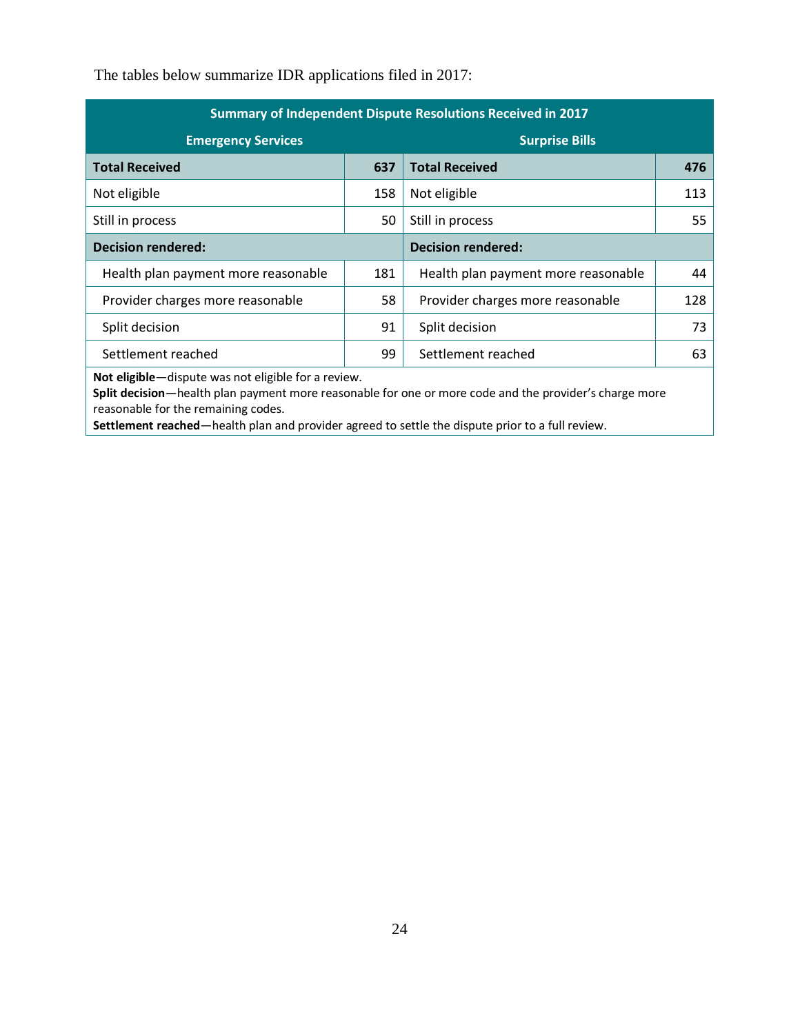The tables below summarize IDR applications filed in 2017:

| Summary of Independent Dispute Resolutions Received in 2017 | | | |
|---|---|---|---|
| **Emergency Services** | | **Surprise Bills** | |
| **Total Received** | **637** | **Total Received** | **476** |
| Not eligible | 158 | Not eligible | 113 |
| Still in process | 50 | Still in process | 55 |
| **Decision rendered:** | | **Decision rendered:** | |
| Health plan payment more reasonable | 181 | Health plan payment more reasonable | 44 |
| Provider charges more reasonable | 58 | Provider charges more reasonable | 128 |
| Split decision | 91 | Split decision | 73 |
| Settlement reached | 99 | Settlement reached | 63 |

**Not eligible**—dispute was not eligible for a review.
**Split decision**—health plan payment more reasonable for one or more code and the provider's charge more reasonable for the remaining codes.
**Settlement reached**—health plan and provider agreed to settle the dispute prior to a full review.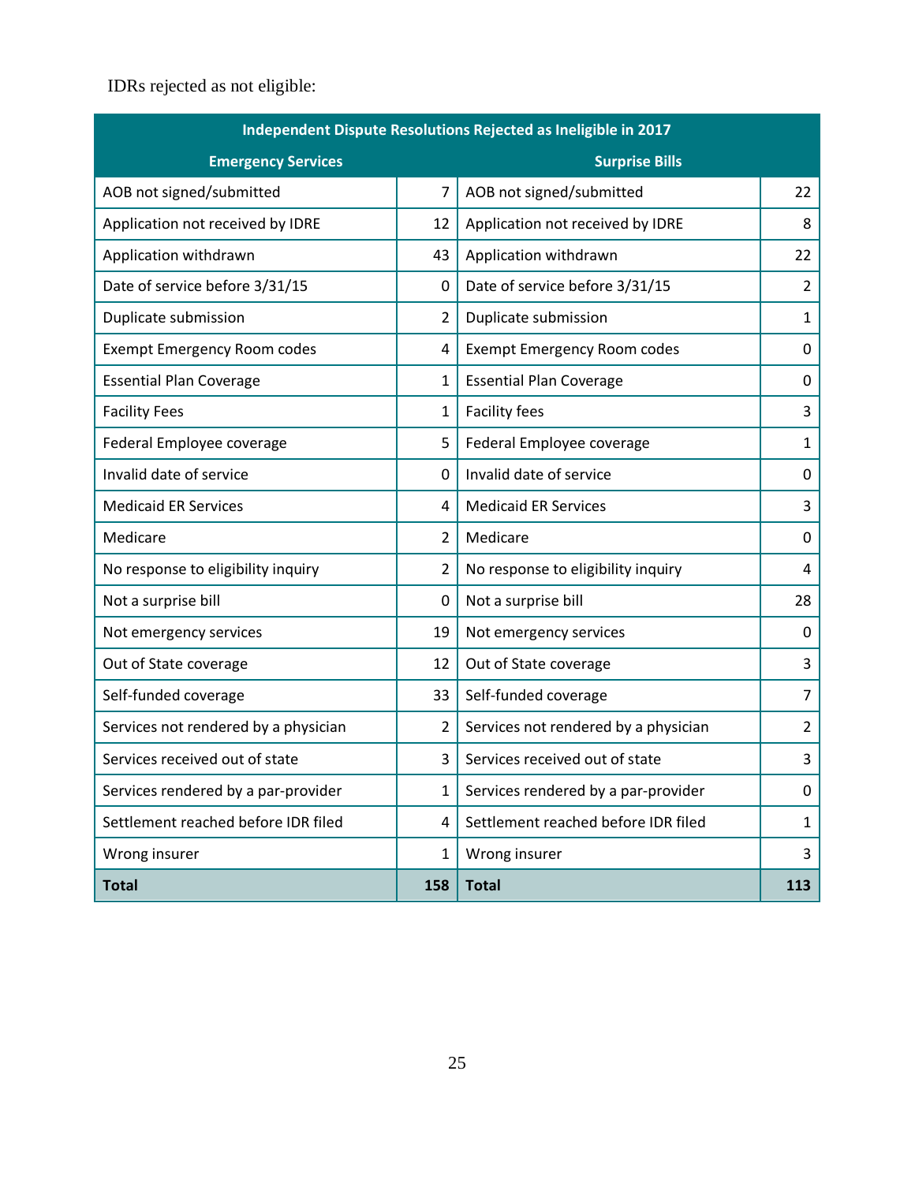IDRs rejected as not eligible:

| Independent Dispute Resolutions Rejected as Ineligible in 2017 | | | |
|---|---|---|---|
| **Emergency Services** | | **Surprise Bills** | |
| AOB not signed/submitted | 7 | AOB not signed/submitted | 22 |
| Application not received by IDRE | 12 | Application not received by IDRE | 8 |
| Application withdrawn | 43 | Application withdrawn | 22 |
| Date of service before 3/31/15 | 0 | Date of service before 3/31/15 | 2 |
| Duplicate submission | 2 | Duplicate submission | 1 |
| Exempt Emergency Room codes | 4 | Exempt Emergency Room codes | 0 |
| Essential Plan Coverage | 1 | Essential Plan Coverage | 0 |
| Facility Fees | 1 | Facility fees | 3 |
| Federal Employee coverage | 5 | Federal Employee coverage | 1 |
| Invalid date of service | 0 | Invalid date of service | 0 |
| Medicaid ER Services | 4 | Medicaid ER Services | 3 |
| Medicare | 2 | Medicare | 0 |
| No response to eligibility inquiry | 2 | No response to eligibility inquiry | 4 |
| Not a surprise bill | 0 | Not a surprise bill | 28 |
| Not emergency services | 19 | Not emergency services | 0 |
| Out of State coverage | 12 | Out of State coverage | 3 |
| Self-funded coverage | 33 | Self-funded coverage | 7 |
| Services not rendered by a physician | 2 | Services not rendered by a physician | 2 |
| Services received out of state | 3 | Services received out of state | 3 |
| Services rendered by a par-provider | 1 | Services rendered by a par-provider | 0 |
| Settlement reached before IDR filed | 4 | Settlement reached before IDR filed | 1 |
| Wrong insurer | 1 | Wrong insurer | 3 |
| **Total** | **158** | **Total** | **113** |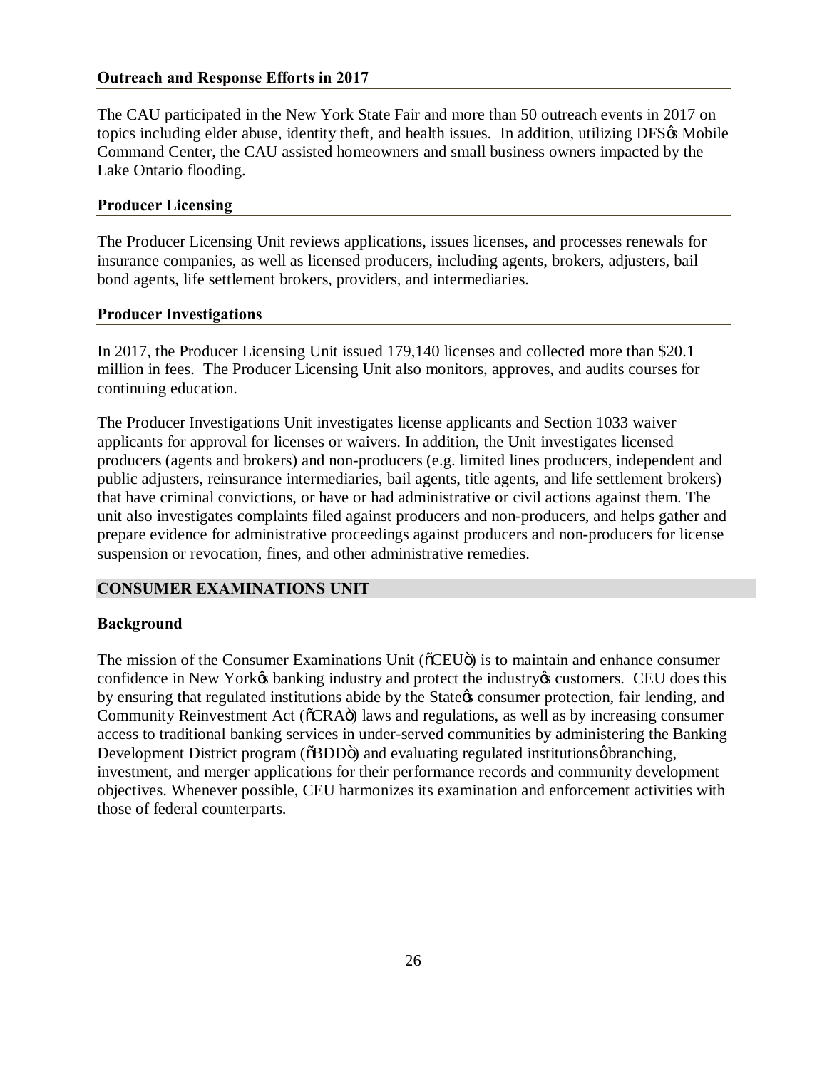### Outreach and Response Efforts in 2017

The CAU participated in the New York State Fair and more than 50 outreach events in 2017 on topics including elder abuse, identity theft, and health issues. In addition, utilizing DFS's Mobile Command Center, the CAU assisted homeowners and small business owners impacted by the Lake Ontario flooding.

### Producer Licensing

The Producer Licensing Unit reviews applications, issues licenses, and processes renewals for insurance companies, as well as licensed producers, including agents, brokers, adjusters, bail bond agents, life settlement brokers, providers, and intermediaries.

### Producer Investigations

In 2017, the Producer Licensing Unit issued 179,140 licenses and collected more than $20.1 million in fees. The Producer Licensing Unit also monitors, approves, and audits courses for continuing education.

The Producer Investigations Unit investigates license applicants and Section 1033 waiver applicants for approval for licenses or waivers. In addition, the Unit investigates licensed producers (agents and brokers) and non-producers (e.g. limited lines producers, independent and public adjusters, reinsurance intermediaries, bail agents, title agents, and life settlement brokers) that have criminal convictions, or have or had administrative or civil actions against them. The unit also investigates complaints filed against producers and non-producers, and helps gather and prepare evidence for administrative proceedings against producers and non-producers for license suspension or revocation, fines, and other administrative remedies.

## CONSUMER EXAMINATIONS UNIT

### Background

The mission of the Consumer Examinations Unit ("CEU") is to maintain and enhance consumer confidence in New York's banking industry and protect the industry's customers. CEU does this by ensuring that regulated institutions abide by the State's consumer protection, fair lending, and Community Reinvestment Act ("CRA") laws and regulations, as well as by increasing consumer access to traditional banking services in under-served communities by administering the Banking Development District program ("BDD") and evaluating regulated institutions' branching, investment, and merger applications for their performance records and community development objectives. Whenever possible, CEU harmonizes its examination and enforcement activities with those of federal counterparts.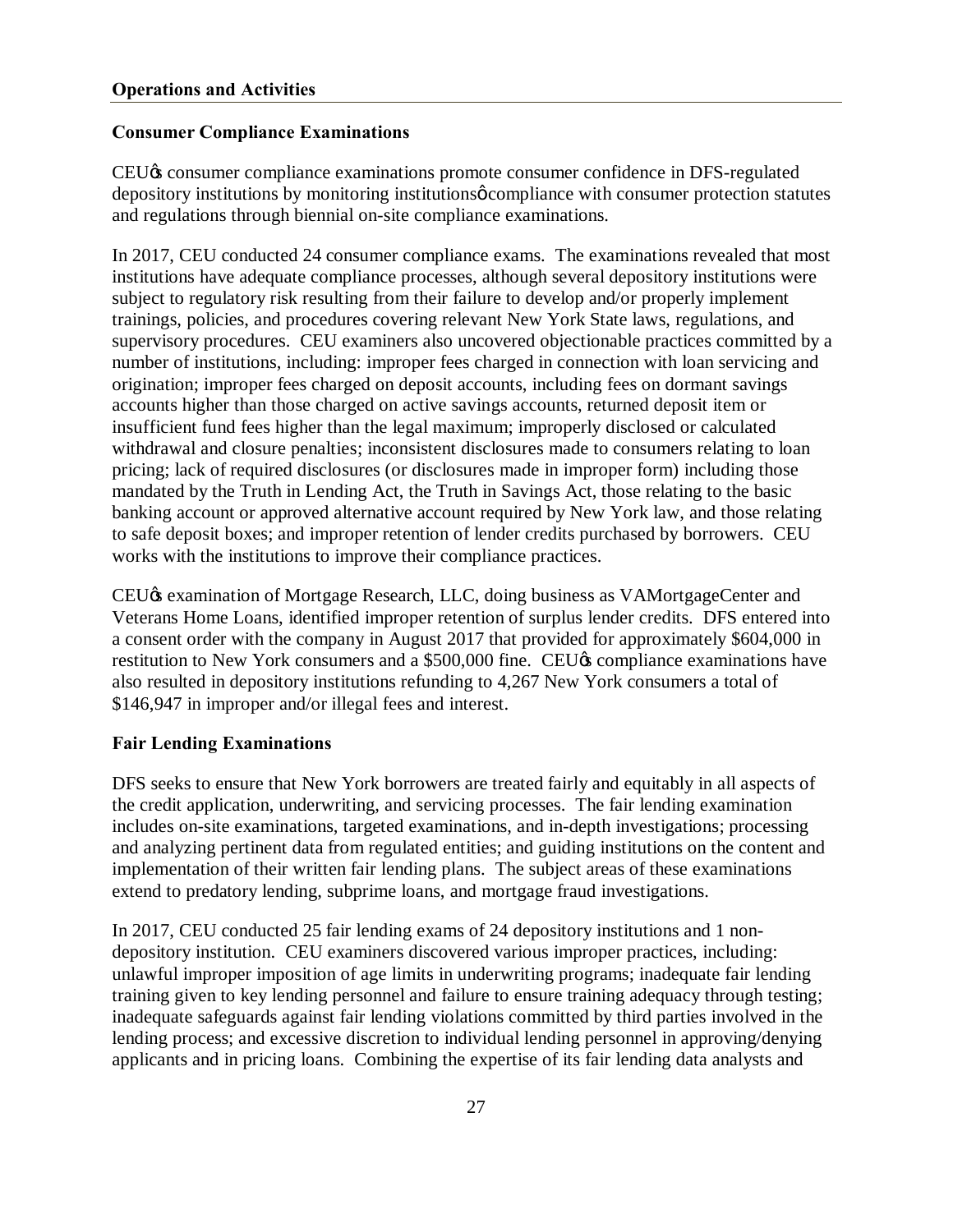## Operations and Activities

### Consumer Compliance Examinations

CEU's consumer compliance examinations promote consumer confidence in DFS-regulated depository institutions by monitoring institutions' compliance with consumer protection statutes and regulations through biennial on-site compliance examinations.

In 2017, CEU conducted 24 consumer compliance exams. The examinations revealed that most institutions have adequate compliance processes, although several depository institutions were subject to regulatory risk resulting from their failure to develop and/or properly implement trainings, policies, and procedures covering relevant New York State laws, regulations, and supervisory procedures. CEU examiners also uncovered objectionable practices committed by a number of institutions, including: improper fees charged in connection with loan servicing and origination; improper fees charged on deposit accounts, including fees on dormant savings accounts higher than those charged on active savings accounts, returned deposit item or insufficient fund fees higher than the legal maximum; improperly disclosed or calculated withdrawal and closure penalties; inconsistent disclosures made to consumers relating to loan pricing; lack of required disclosures (or disclosures made in improper form) including those mandated by the Truth in Lending Act, the Truth in Savings Act, those relating to the basic banking account or approved alternative account required by New York law, and those relating to safe deposit boxes; and improper retention of lender credits purchased by borrowers. CEU works with the institutions to improve their compliance practices.

CEU's examination of Mortgage Research, LLC, doing business as VAMortgageCenter and Veterans Home Loans, identified improper retention of surplus lender credits. DFS entered into a consent order with the company in August 2017 that provided for approximately $604,000 in restitution to New York consumers and a $500,000 fine. CEU's compliance examinations have also resulted in depository institutions refunding to 4,267 New York consumers a total of $146,947 in improper and/or illegal fees and interest.

### Fair Lending Examinations

DFS seeks to ensure that New York borrowers are treated fairly and equitably in all aspects of the credit application, underwriting, and servicing processes. The fair lending examination includes on-site examinations, targeted examinations, and in-depth investigations; processing and analyzing pertinent data from regulated entities; and guiding institutions on the content and implementation of their written fair lending plans. The subject areas of these examinations extend to predatory lending, subprime loans, and mortgage fraud investigations.

In 2017, CEU conducted 25 fair lending exams of 24 depository institutions and 1 non-depository institution. CEU examiners discovered various improper practices, including: unlawful improper imposition of age limits in underwriting programs; inadequate fair lending training given to key lending personnel and failure to ensure training adequacy through testing; inadequate safeguards against fair lending violations committed by third parties involved in the lending process; and excessive discretion to individual lending personnel in approving/denying applicants and in pricing loans. Combining the expertise of its fair lending data analysts and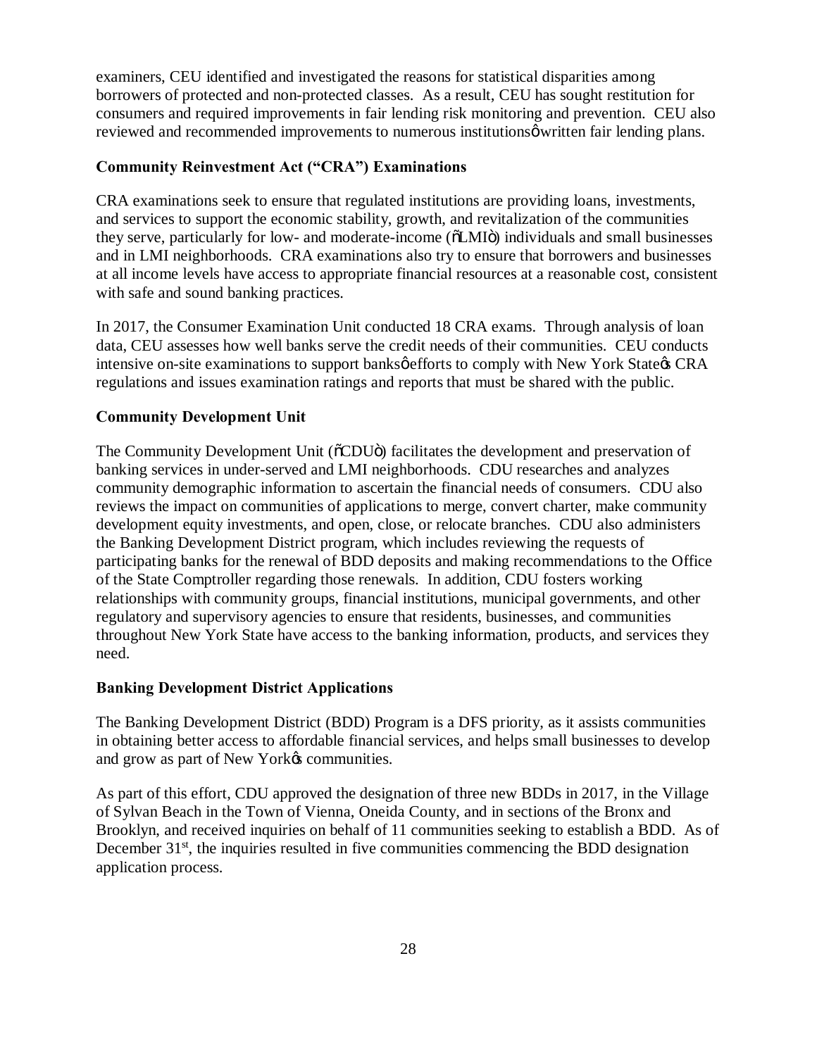examiners, CEU identified and investigated the reasons for statistical disparities among borrowers of protected and non-protected classes. As a result, CEU has sought restitution for consumers and required improvements in fair lending risk monitoring and prevention. CEU also reviewed and recommended improvements to numerous institutions' written fair lending plans.

### Community Reinvestment Act ("CRA") Examinations

CRA examinations seek to ensure that regulated institutions are providing loans, investments, and services to support the economic stability, growth, and revitalization of the communities they serve, particularly for low- and moderate-income ("LMI") individuals and small businesses and in LMI neighborhoods. CRA examinations also try to ensure that borrowers and businesses at all income levels have access to appropriate financial resources at a reasonable cost, consistent with safe and sound banking practices.

In 2017, the Consumer Examination Unit conducted 18 CRA exams. Through analysis of loan data, CEU assesses how well banks serve the credit needs of their communities. CEU conducts intensive on-site examinations to support banks' efforts to comply with New York State's CRA regulations and issues examination ratings and reports that must be shared with the public.

### Community Development Unit

The Community Development Unit ("CDU") facilitates the development and preservation of banking services in under-served and LMI neighborhoods. CDU researches and analyzes community demographic information to ascertain the financial needs of consumers. CDU also reviews the impact on communities of applications to merge, convert charter, make community development equity investments, and open, close, or relocate branches. CDU also administers the Banking Development District program, which includes reviewing the requests of participating banks for the renewal of BDD deposits and making recommendations to the Office of the State Comptroller regarding those renewals. In addition, CDU fosters working relationships with community groups, financial institutions, municipal governments, and other regulatory and supervisory agencies to ensure that residents, businesses, and communities throughout New York State have access to the banking information, products, and services they need.

### Banking Development District Applications

The Banking Development District (BDD) Program is a DFS priority, as it assists communities in obtaining better access to affordable financial services, and helps small businesses to develop and grow as part of New York's communities.

As part of this effort, CDU approved the designation of three new BDDs in 2017, in the Village of Sylvan Beach in the Town of Vienna, Oneida County, and in sections of the Bronx and Brooklyn, and received inquiries on behalf of 11 communities seeking to establish a BDD. As of December 31st, the inquiries resulted in five communities commencing the BDD designation application process.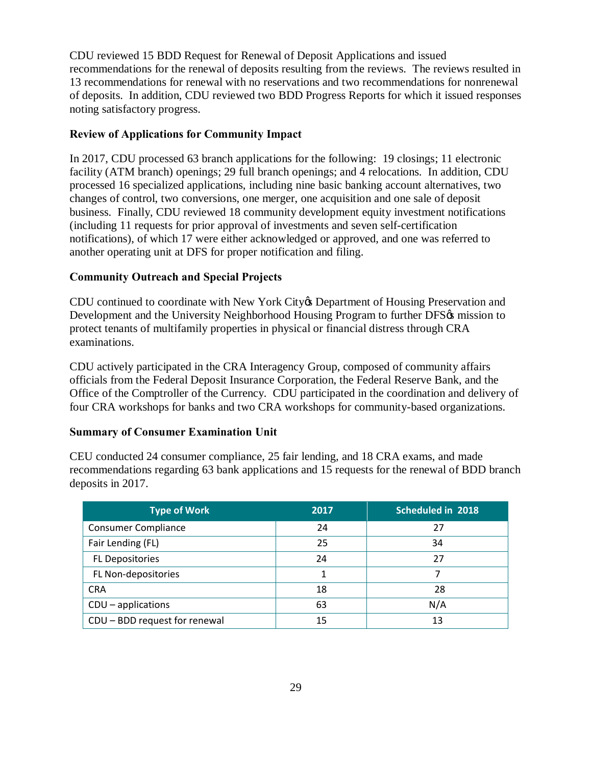CDU reviewed 15 BDD Request for Renewal of Deposit Applications and issued recommendations for the renewal of deposits resulting from the reviews. The reviews resulted in 13 recommendations for renewal with no reservations and two recommendations for nonrenewal of deposits. In addition, CDU reviewed two BDD Progress Reports for which it issued responses noting satisfactory progress.

### Review of Applications for Community Impact

In 2017, CDU processed 63 branch applications for the following: 19 closings; 11 electronic facility (ATM branch) openings; 29 full branch openings; and 4 relocations. In addition, CDU processed 16 specialized applications, including nine basic banking account alternatives, two changes of control, two conversions, one merger, one acquisition and one sale of deposit business. Finally, CDU reviewed 18 community development equity investment notifications (including 11 requests for prior approval of investments and seven self-certification notifications), of which 17 were either acknowledged or approved, and one was referred to another operating unit at DFS for proper notification and filing.

### Community Outreach and Special Projects

CDU continued to coordinate with New York City's Department of Housing Preservation and Development and the University Neighborhood Housing Program to further DFS's mission to protect tenants of multifamily properties in physical or financial distress through CRA examinations.

CDU actively participated in the CRA Interagency Group, composed of community affairs officials from the Federal Deposit Insurance Corporation, the Federal Reserve Bank, and the Office of the Comptroller of the Currency. CDU participated in the coordination and delivery of four CRA workshops for banks and two CRA workshops for community-based organizations.

### Summary of Consumer Examination Unit

CEU conducted 24 consumer compliance, 25 fair lending, and 18 CRA exams, and made recommendations regarding 63 bank applications and 15 requests for the renewal of BDD branch deposits in 2017.

| Type of Work | 2017 | Scheduled in 2018 |
|---|---|---|
| Consumer Compliance | 24 | 27 |
| Fair Lending (FL) | 25 | 34 |
| FL Depositories | 24 | 27 |
| FL Non-depositories | 1 | 7 |
| CRA | 18 | 28 |
| CDU – applications | 63 | N/A |
| CDU – BDD request for renewal | 15 | 13 |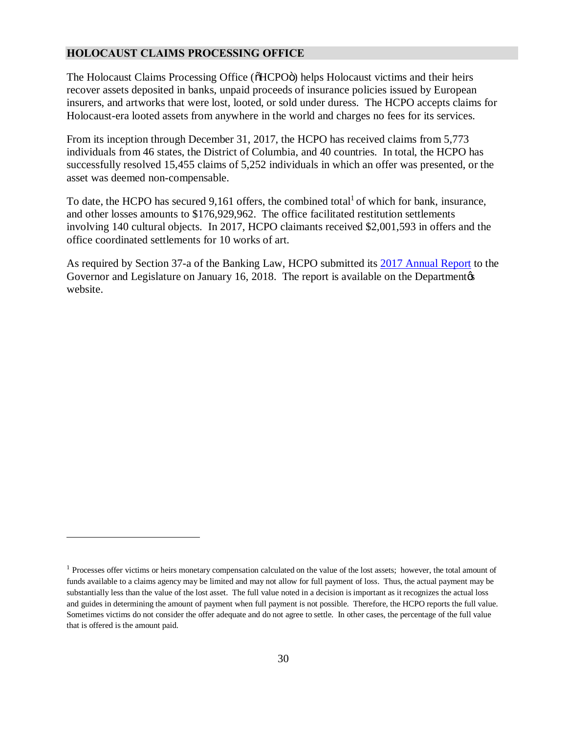## HOLOCAUST CLAIMS PROCESSING OFFICE

The Holocaust Claims Processing Office ("HCPO") helps Holocaust victims and their heirs recover assets deposited in banks, unpaid proceeds of insurance policies issued by European insurers, and artworks that were lost, looted, or sold under duress. The HCPO accepts claims for Holocaust-era looted assets from anywhere in the world and charges no fees for its services.

From its inception through December 31, 2017, the HCPO has received claims from 5,773 individuals from 46 states, the District of Columbia, and 40 countries. In total, the HCPO has successfully resolved 15,455 claims of 5,252 individuals in which an offer was presented, or the asset was deemed non-compensable.

To date, the HCPO has secured 9,161 offers, the combined total[1] of which for bank, insurance, and other losses amounts to $176,929,962. The office facilitated restitution settlements involving 140 cultural objects. In 2017, HCPO claimants received $2,001,593 in offers and the office coordinated settlements for 10 works of art.

As required by Section 37-a of the Banking Law, HCPO submitted its [2017 Annual Report] to the Governor and Legislature on January 16, 2018. The report is available on the Department's website.

---

[1] Processes offer victims or heirs monetary compensation calculated on the value of the lost assets; however, the total amount of funds available to a claims agency may be limited and may not allow for full payment of loss. Thus, the actual payment may be substantially less than the value of the lost asset. The full value noted in a decision is important as it recognizes the actual loss and guides in determining the amount of payment when full payment is not possible. Therefore, the HCPO reports the full value. Sometimes victims do not consider the offer adequate and do not agree to settle. In other cases, the percentage of the full value that is offered is the amount paid.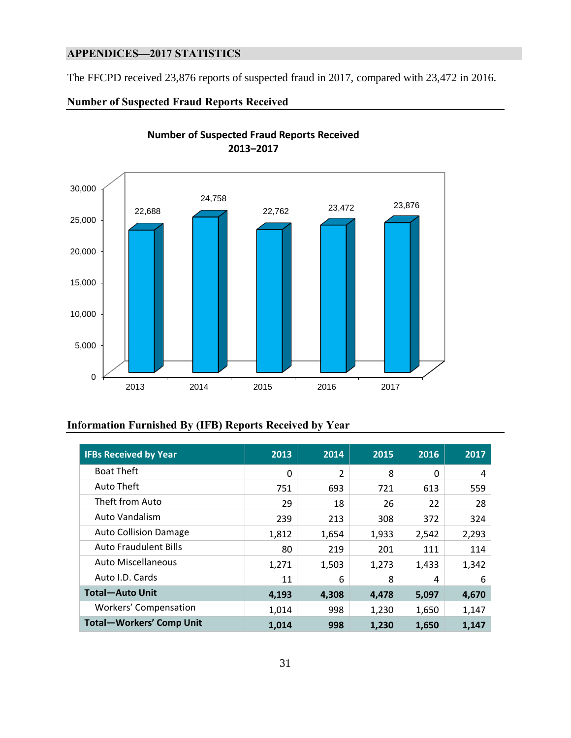## APPENDICES—2017 STATISTICS

The FFCPD received 23,876 reports of suspected fraud in 2017, compared with 23,472 in 2016.

### Number of Suspected Fraud Reports Received

**Number of Suspected Fraud Reports Received 2013–2017**

| Year | Reports |
|---|---|
| 2013 | 22,688 |
| 2014 | 24,758 |
| 2015 | 22,762 |
| 2016 | 23,472 |
| 2017 | 23,876 |

### Information Furnished By (IFB) Reports Received by Year

| IFBs Received by Year | 2013 | 2014 | 2015 | 2016 | 2017 |
|---|---|---|---|---|---|
| Boat Theft | 0 | 2 | 8 | 0 | 4 |
| Auto Theft | 751 | 693 | 721 | 613 | 559 |
| Theft from Auto | 29 | 18 | 26 | 22 | 28 |
| Auto Vandalism | 239 | 213 | 308 | 372 | 324 |
| Auto Collision Damage | 1,812 | 1,654 | 1,933 | 2,542 | 2,293 |
| Auto Fraudulent Bills | 80 | 219 | 201 | 111 | 114 |
| Auto Miscellaneous | 1,271 | 1,503 | 1,273 | 1,433 | 1,342 |
| Auto I.D. Cards | 11 | 6 | 8 | 4 | 6 |
| **Total—Auto Unit** | **4,193** | **4,308** | **4,478** | **5,097** | **4,670** |
| Workers' Compensation | 1,014 | 998 | 1,230 | 1,650 | 1,147 |
| **Total—Workers' Comp Unit** | **1,014** | **998** | **1,230** | **1,650** | **1,147** |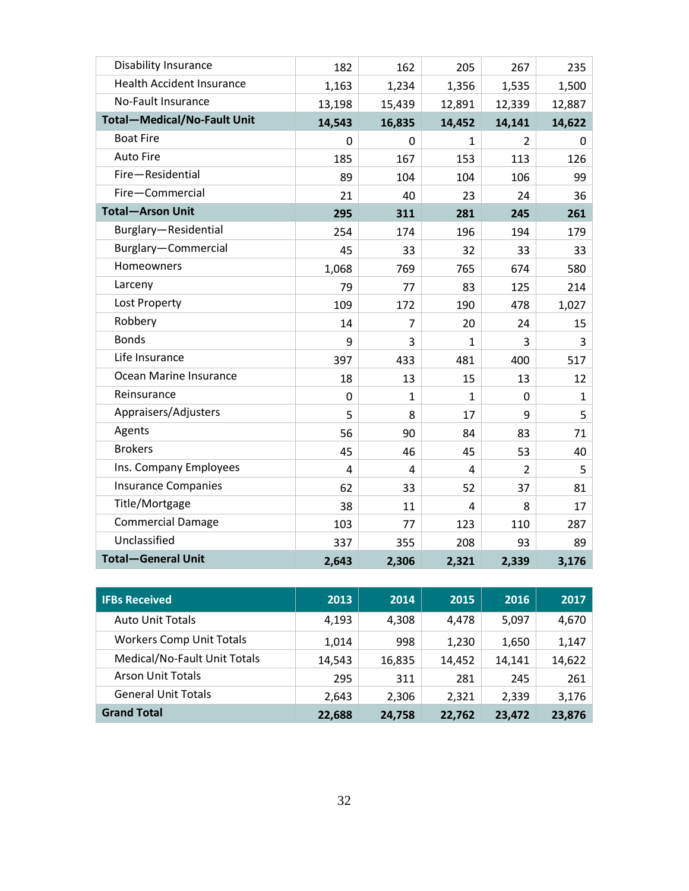| | | | | | |
|---|---|---|---|---|---|
| Disability Insurance | 182 | 162 | 205 | 267 | 235 |
| Health Accident Insurance | 1,163 | 1,234 | 1,356 | 1,535 | 1,500 |
| No-Fault Insurance | 13,198 | 15,439 | 12,891 | 12,339 | 12,887 |
| **Total—Medical/No-Fault Unit** | **14,543** | **16,835** | **14,452** | **14,141** | **14,622** |
| Boat Fire | 0 | 0 | 1 | 2 | 0 |
| Auto Fire | 185 | 167 | 153 | 113 | 126 |
| Fire—Residential | 89 | 104 | 104 | 106 | 99 |
| Fire—Commercial | 21 | 40 | 23 | 24 | 36 |
| **Total—Arson Unit** | **295** | **311** | **281** | **245** | **261** |
| Burglary—Residential | 254 | 174 | 196 | 194 | 179 |
| Burglary—Commercial | 45 | 33 | 32 | 33 | 33 |
| Homeowners | 1,068 | 769 | 765 | 674 | 580 |
| Larceny | 79 | 77 | 83 | 125 | 214 |
| Lost Property | 109 | 172 | 190 | 478 | 1,027 |
| Robbery | 14 | 7 | 20 | 24 | 15 |
| Bonds | 9 | 3 | 1 | 3 | 3 |
| Life Insurance | 397 | 433 | 481 | 400 | 517 |
| Ocean Marine Insurance | 18 | 13 | 15 | 13 | 12 |
| Reinsurance | 0 | 1 | 1 | 0 | 1 |
| Appraisers/Adjusters | 5 | 8 | 17 | 9 | 5 |
| Agents | 56 | 90 | 84 | 83 | 71 |
| Brokers | 45 | 46 | 45 | 53 | 40 |
| Ins. Company Employees | 4 | 4 | 4 | 2 | 5 |
| Insurance Companies | 62 | 33 | 52 | 37 | 81 |
| Title/Mortgage | 38 | 11 | 4 | 8 | 17 |
| Commercial Damage | 103 | 77 | 123 | 110 | 287 |
| Unclassified | 337 | 355 | 208 | 93 | 89 |
| **Total—General Unit** | **2,643** | **2,306** | **2,321** | **2,339** | **3,176** |

| IFBs Received | 2013 | 2014 | 2015 | 2016 | 2017 |
|---|---|---|---|---|---|
| Auto Unit Totals | 4,193 | 4,308 | 4,478 | 5,097 | 4,670 |
| Workers Comp Unit Totals | 1,014 | 998 | 1,230 | 1,650 | 1,147 |
| Medical/No-Fault Unit Totals | 14,543 | 16,835 | 14,452 | 14,141 | 14,622 |
| Arson Unit Totals | 295 | 311 | 281 | 245 | 261 |
| General Unit Totals | 2,643 | 2,306 | 2,321 | 2,339 | 3,176 |
| **Grand Total** | **22,688** | **24,758** | **22,762** | **23,472** | **23,876** |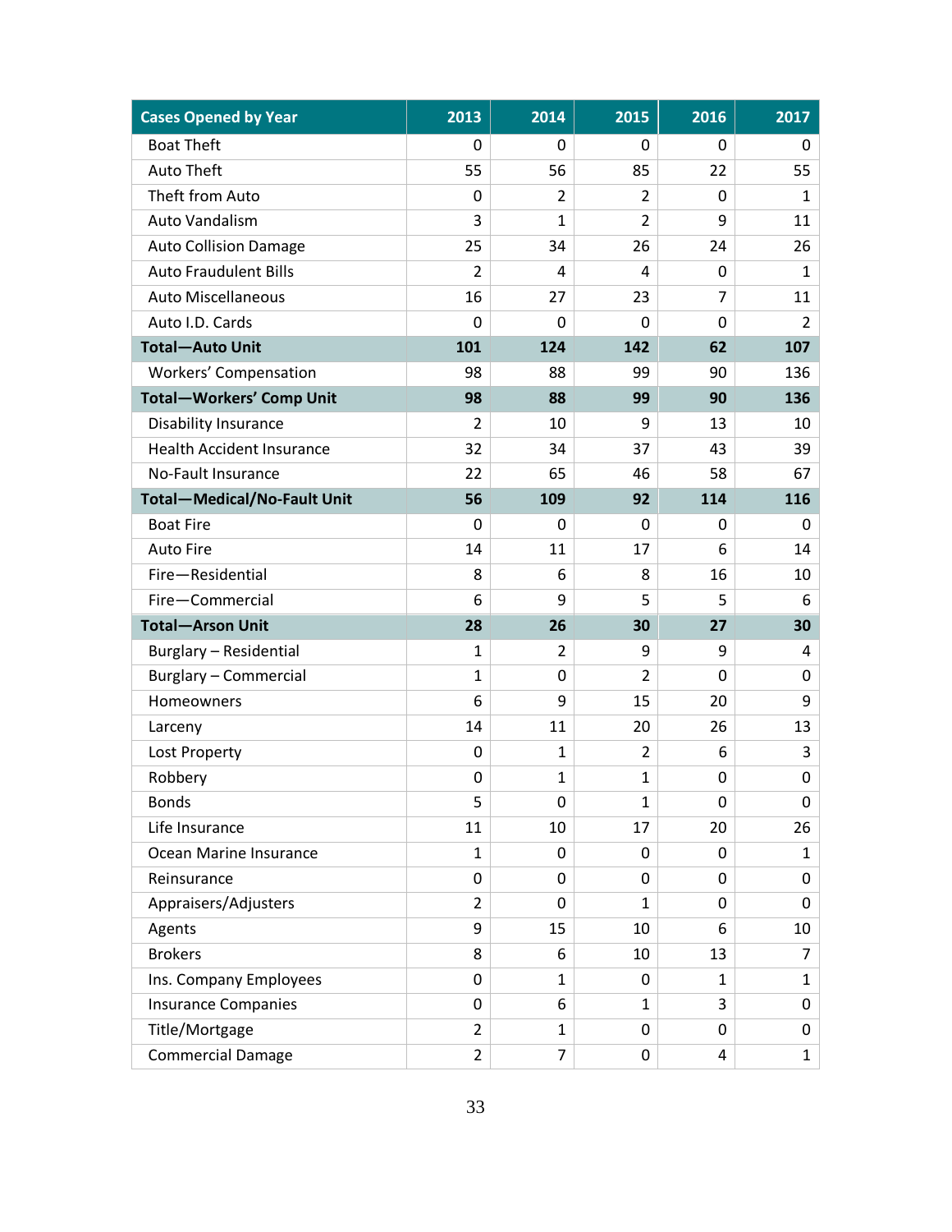| Cases Opened by Year | 2013 | 2014 | 2015 | 2016 | 2017 |
|---|---|---|---|---|---|
| Boat Theft | 0 | 0 | 0 | 0 | 0 |
| Auto Theft | 55 | 56 | 85 | 22 | 55 |
| Theft from Auto | 0 | 2 | 2 | 0 | 1 |
| Auto Vandalism | 3 | 1 | 2 | 9 | 11 |
| Auto Collision Damage | 25 | 34 | 26 | 24 | 26 |
| Auto Fraudulent Bills | 2 | 4 | 4 | 0 | 1 |
| Auto Miscellaneous | 16 | 27 | 23 | 7 | 11 |
| Auto I.D. Cards | 0 | 0 | 0 | 0 | 2 |
| **Total—Auto Unit** | **101** | **124** | **142** | **62** | **107** |
| Workers' Compensation | 98 | 88 | 99 | 90 | 136 |
| **Total—Workers' Comp Unit** | **98** | **88** | **99** | **90** | **136** |
| Disability Insurance | 2 | 10 | 9 | 13 | 10 |
| Health Accident Insurance | 32 | 34 | 37 | 43 | 39 |
| No-Fault Insurance | 22 | 65 | 46 | 58 | 67 |
| **Total—Medical/No-Fault Unit** | **56** | **109** | **92** | **114** | **116** |
| Boat Fire | 0 | 0 | 0 | 0 | 0 |
| Auto Fire | 14 | 11 | 17 | 6 | 14 |
| Fire—Residential | 8 | 6 | 8 | 16 | 10 |
| Fire—Commercial | 6 | 9 | 5 | 5 | 6 |
| **Total—Arson Unit** | **28** | **26** | **30** | **27** | **30** |
| Burglary – Residential | 1 | 2 | 9 | 9 | 4 |
| Burglary – Commercial | 1 | 0 | 2 | 0 | 0 |
| Homeowners | 6 | 9 | 15 | 20 | 9 |
| Larceny | 14 | 11 | 20 | 26 | 13 |
| Lost Property | 0 | 1 | 2 | 6 | 3 |
| Robbery | 0 | 1 | 1 | 0 | 0 |
| Bonds | 5 | 0 | 1 | 0 | 0 |
| Life Insurance | 11 | 10 | 17 | 20 | 26 |
| Ocean Marine Insurance | 1 | 0 | 0 | 0 | 1 |
| Reinsurance | 0 | 0 | 0 | 0 | 0 |
| Appraisers/Adjusters | 2 | 0 | 1 | 0 | 0 |
| Agents | 9 | 15 | 10 | 6 | 10 |
| Brokers | 8 | 6 | 10 | 13 | 7 |
| Ins. Company Employees | 0 | 1 | 0 | 1 | 1 |
| Insurance Companies | 0 | 6 | 1 | 3 | 0 |
| Title/Mortgage | 2 | 1 | 0 | 0 | 0 |
| Commercial Damage | 2 | 7 | 0 | 4 | 1 |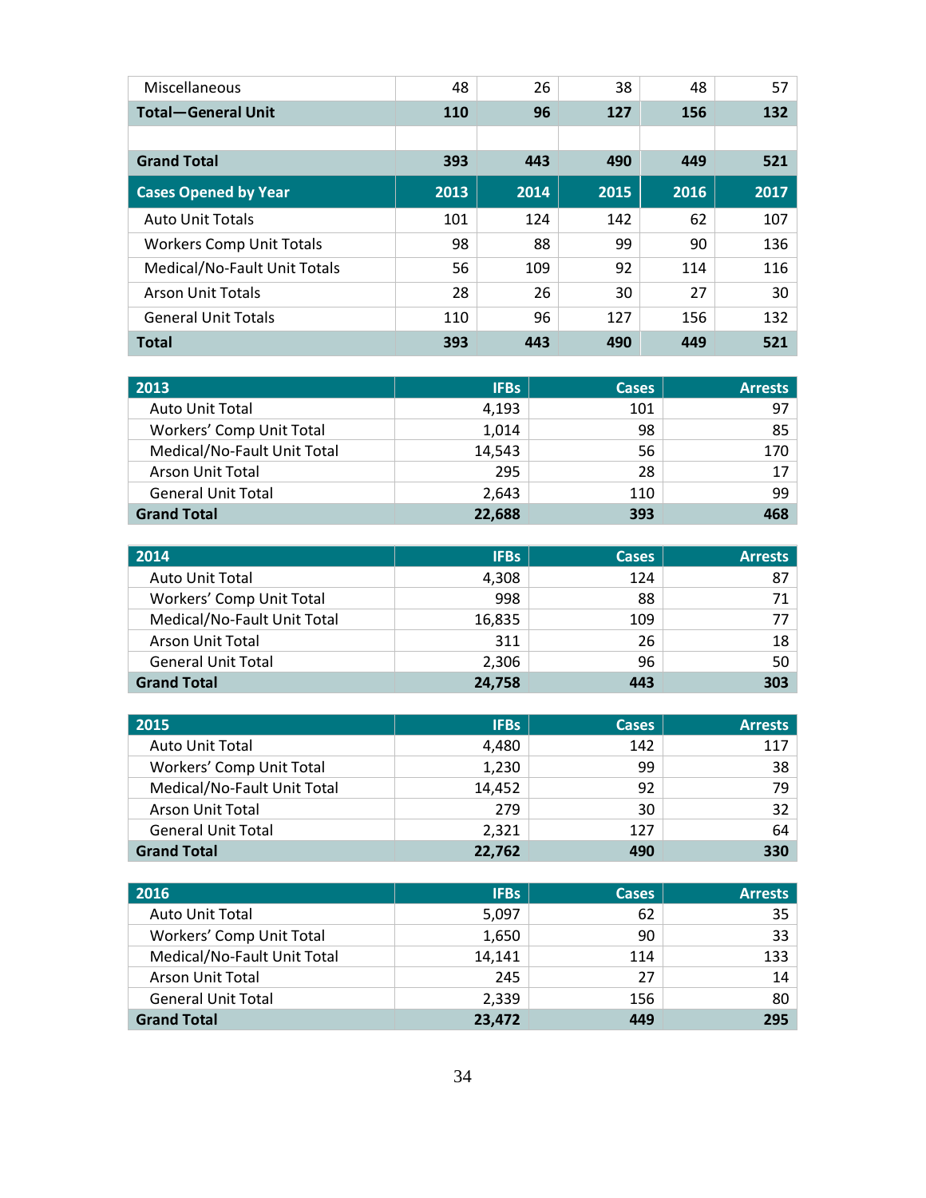| | | | | | |
|---|---|---|---|---|---|
| Miscellaneous | 48 | 26 | 38 | 48 | 57 |
| **Total—General Unit** | **110** | **96** | **127** | **156** | **132** |
| | | | | | |
| **Grand Total** | **393** | **443** | **490** | **449** | **521** |

| Cases Opened by Year | 2013 | 2014 | 2015 | 2016 | 2017 |
|---|---|---|---|---|---|
| Auto Unit Totals | 101 | 124 | 142 | 62 | 107 |
| Workers Comp Unit Totals | 98 | 88 | 99 | 90 | 136 |
| Medical/No-Fault Unit Totals | 56 | 109 | 92 | 114 | 116 |
| Arson Unit Totals | 28 | 26 | 30 | 27 | 30 |
| General Unit Totals | 110 | 96 | 127 | 156 | 132 |
| **Total** | **393** | **443** | **490** | **449** | **521** |

| 2013 | IFBs | Cases | Arrests |
|---|---|---|---|
| Auto Unit Total | 4,193 | 101 | 97 |
| Workers' Comp Unit Total | 1,014 | 98 | 85 |
| Medical/No-Fault Unit Total | 14,543 | 56 | 170 |
| Arson Unit Total | 295 | 28 | 17 |
| General Unit Total | 2,643 | 110 | 99 |
| **Grand Total** | **22,688** | **393** | **468** |

| 2014 | IFBs | Cases | Arrests |
|---|---|---|---|
| Auto Unit Total | 4,308 | 124 | 87 |
| Workers' Comp Unit Total | 998 | 88 | 71 |
| Medical/No-Fault Unit Total | 16,835 | 109 | 77 |
| Arson Unit Total | 311 | 26 | 18 |
| General Unit Total | 2,306 | 96 | 50 |
| **Grand Total** | **24,758** | **443** | **303** |

| 2015 | IFBs | Cases | Arrests |
|---|---|---|---|
| Auto Unit Total | 4,480 | 142 | 117 |
| Workers' Comp Unit Total | 1,230 | 99 | 38 |
| Medical/No-Fault Unit Total | 14,452 | 92 | 79 |
| Arson Unit Total | 279 | 30 | 32 |
| General Unit Total | 2,321 | 127 | 64 |
| **Grand Total** | **22,762** | **490** | **330** |

| 2016 | IFBs | Cases | Arrests |
|---|---|---|---|
| Auto Unit Total | 5,097 | 62 | 35 |
| Workers' Comp Unit Total | 1,650 | 90 | 33 |
| Medical/No-Fault Unit Total | 14,141 | 114 | 133 |
| Arson Unit Total | 245 | 27 | 14 |
| General Unit Total | 2,339 | 156 | 80 |
| **Grand Total** | **23,472** | **449** | **295** |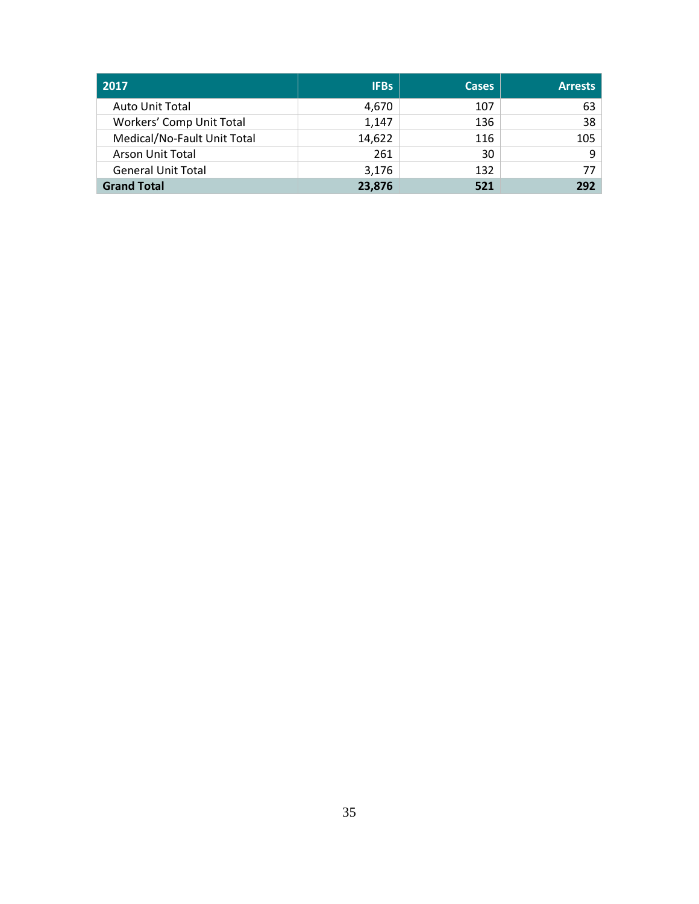| 2017 | IFBs | Cases | Arrests |
|---|---|---|---|
| Auto Unit Total | 4,670 | 107 | 63 |
| Workers’ Comp Unit Total | 1,147 | 136 | 38 |
| Medical/No-Fault Unit Total | 14,622 | 116 | 105 |
| Arson Unit Total | 261 | 30 | 9 |
| General Unit Total | 3,176 | 132 | 77 |
| **Grand Total** | **23,876** | **521** | **292** |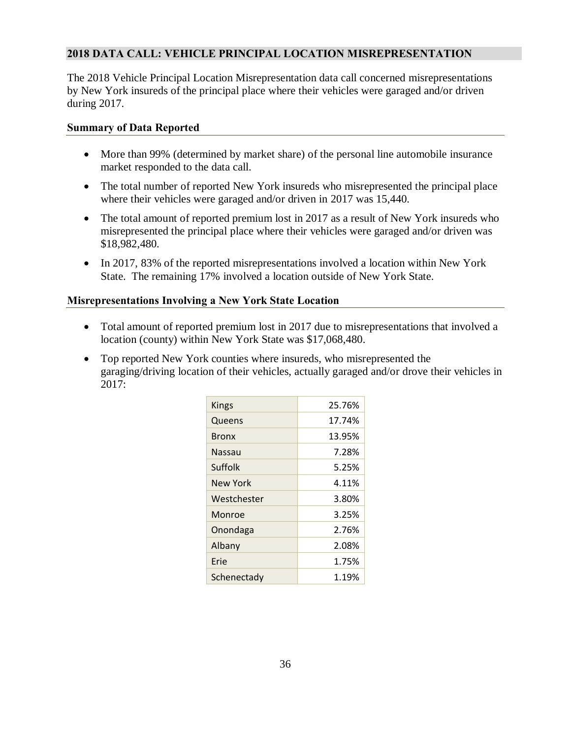## 2018 DATA CALL: VEHICLE PRINCIPAL LOCATION MISREPRESENTATION

The 2018 Vehicle Principal Location Misrepresentation data call concerned misrepresentations by New York insureds of the principal place where their vehicles were garaged and/or driven during 2017.

### Summary of Data Reported

- More than 99% (determined by market share) of the personal line automobile insurance market responded to the data call.
- The total number of reported New York insureds who misrepresented the principal place where their vehicles were garaged and/or driven in 2017 was 15,440.
- The total amount of reported premium lost in 2017 as a result of New York insureds who misrepresented the principal place where their vehicles were garaged and/or driven was $18,982,480.
- In 2017, 83% of the reported misrepresentations involved a location within New York State. The remaining 17% involved a location outside of New York State.

### Misrepresentations Involving a New York State Location

- Total amount of reported premium lost in 2017 due to misrepresentations that involved a location (county) within New York State was $17,068,480.
- Top reported New York counties where insureds, who misrepresented the garaging/driving location of their vehicles, actually garaged and/or drove their vehicles in 2017:

| County | Percentage |
|---|---|
| Kings | 25.76% |
| Queens | 17.74% |
| Bronx | 13.95% |
| Nassau | 7.28% |
| Suffolk | 5.25% |
| New York | 4.11% |
| Westchester | 3.80% |
| Monroe | 3.25% |
| Onondaga | 2.76% |
| Albany | 2.08% |
| Erie | 1.75% |
| Schenectady | 1.19% |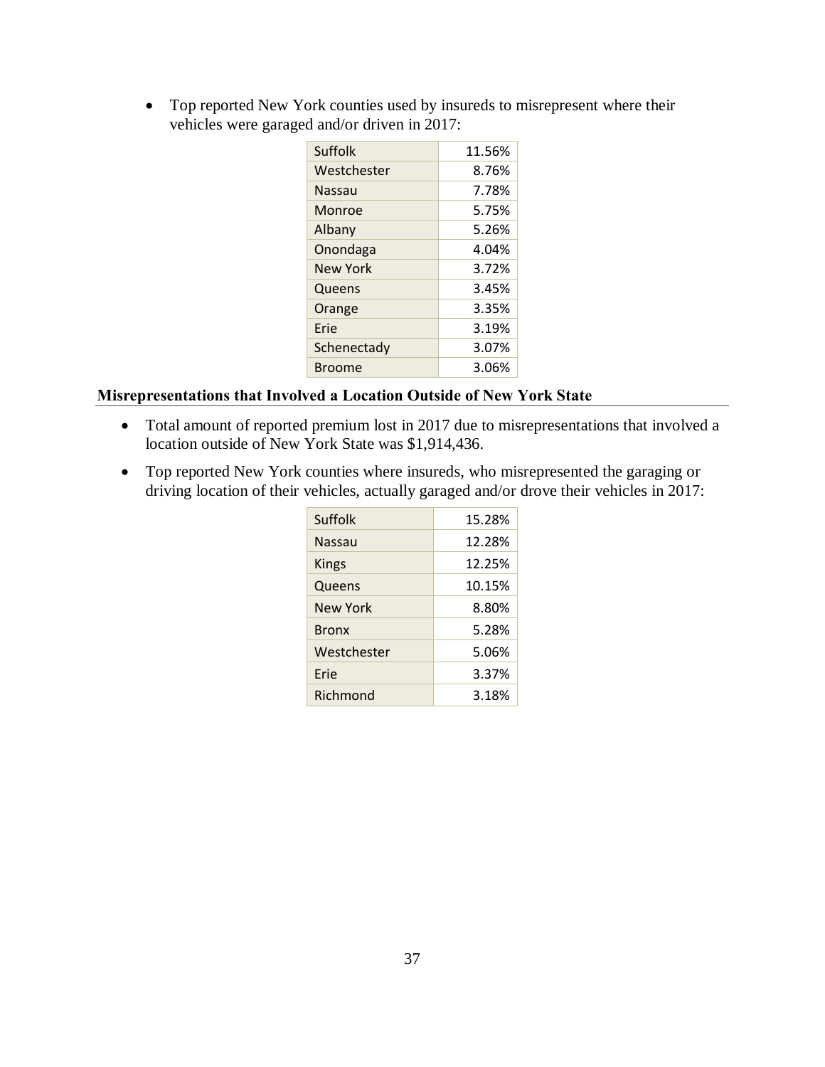- Top reported New York counties used by insureds to misrepresent where their vehicles were garaged and/or driven in 2017:

| | |
|---|---|
| Suffolk | 11.56% |
| Westchester | 8.76% |
| Nassau | 7.78% |
| Monroe | 5.75% |
| Albany | 5.26% |
| Onondaga | 4.04% |
| New York | 3.72% |
| Queens | 3.45% |
| Orange | 3.35% |
| Erie | 3.19% |
| Schenectady | 3.07% |
| Broome | 3.06% |

### Misrepresentations that Involved a Location Outside of New York State

- Total amount of reported premium lost in 2017 due to misrepresentations that involved a location outside of New York State was $1,914,436.
- Top reported New York counties where insureds, who misrepresented the garaging or driving location of their vehicles, actually garaged and/or drove their vehicles in 2017:

| | |
|---|---|
| Suffolk | 15.28% |
| Nassau | 12.28% |
| Kings | 12.25% |
| Queens | 10.15% |
| New York | 8.80% |
| Bronx | 5.28% |
| Westchester | 5.06% |
| Erie | 3.37% |
| Richmond | 3.18% |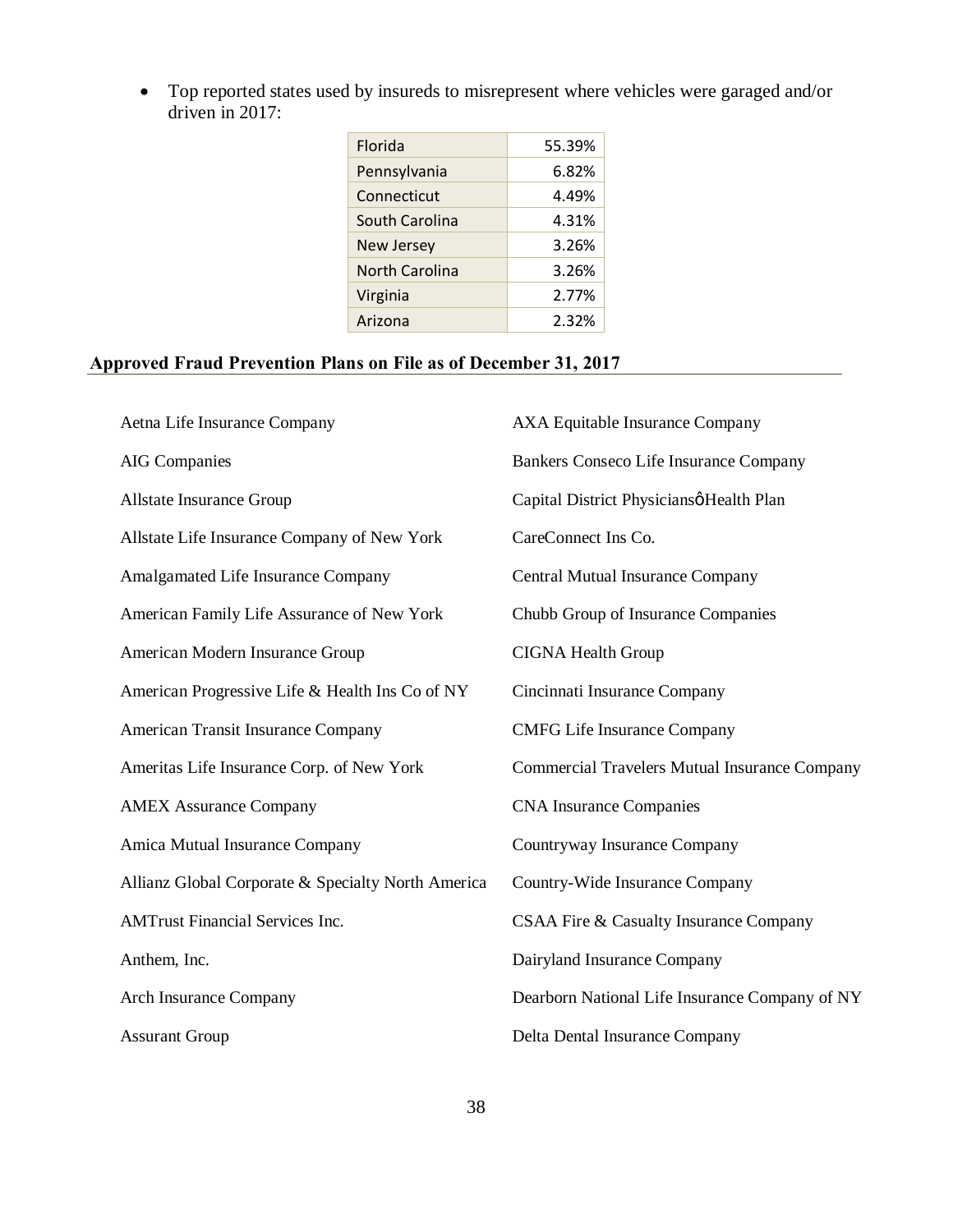- Top reported states used by insureds to misrepresent where vehicles were garaged and/or driven in 2017:

| State | Percentage |
| --- | --- |
| Florida | 55.39% |
| Pennsylvania | 6.82% |
| Connecticut | 4.49% |
| South Carolina | 4.31% |
| New Jersey | 3.26% |
| North Carolina | 3.26% |
| Virginia | 2.77% |
| Arizona | 2.32% |

## Approved Fraud Prevention Plans on File as of December 31, 2017

Aetna Life Insurance Company

AIG Companies

Allstate Insurance Group

Allstate Life Insurance Company of New York

Amalgamated Life Insurance Company

American Family Life Assurance of New York

American Modern Insurance Group

American Progressive Life & Health Ins Co of NY

American Transit Insurance Company

Ameritas Life Insurance Corp. of New York

AMEX Assurance Company

Amica Mutual Insurance Company

Allianz Global Corporate & Specialty North America

AMTrust Financial Services Inc.

Anthem, Inc.

Arch Insurance Company

Assurant Group

AXA Equitable Insurance Company

Bankers Conseco Life Insurance Company

Capital District PhysiciansǿHealth Plan

CareConnect Ins Co.

Central Mutual Insurance Company

Chubb Group of Insurance Companies

CIGNA Health Group

Cincinnati Insurance Company

CMFG Life Insurance Company

Commercial Travelers Mutual Insurance Company

CNA Insurance Companies

Countryway Insurance Company

Country-Wide Insurance Company

CSAA Fire & Casualty Insurance Company

Dairyland Insurance Company

Dearborn National Life Insurance Company of NY

Delta Dental Insurance Company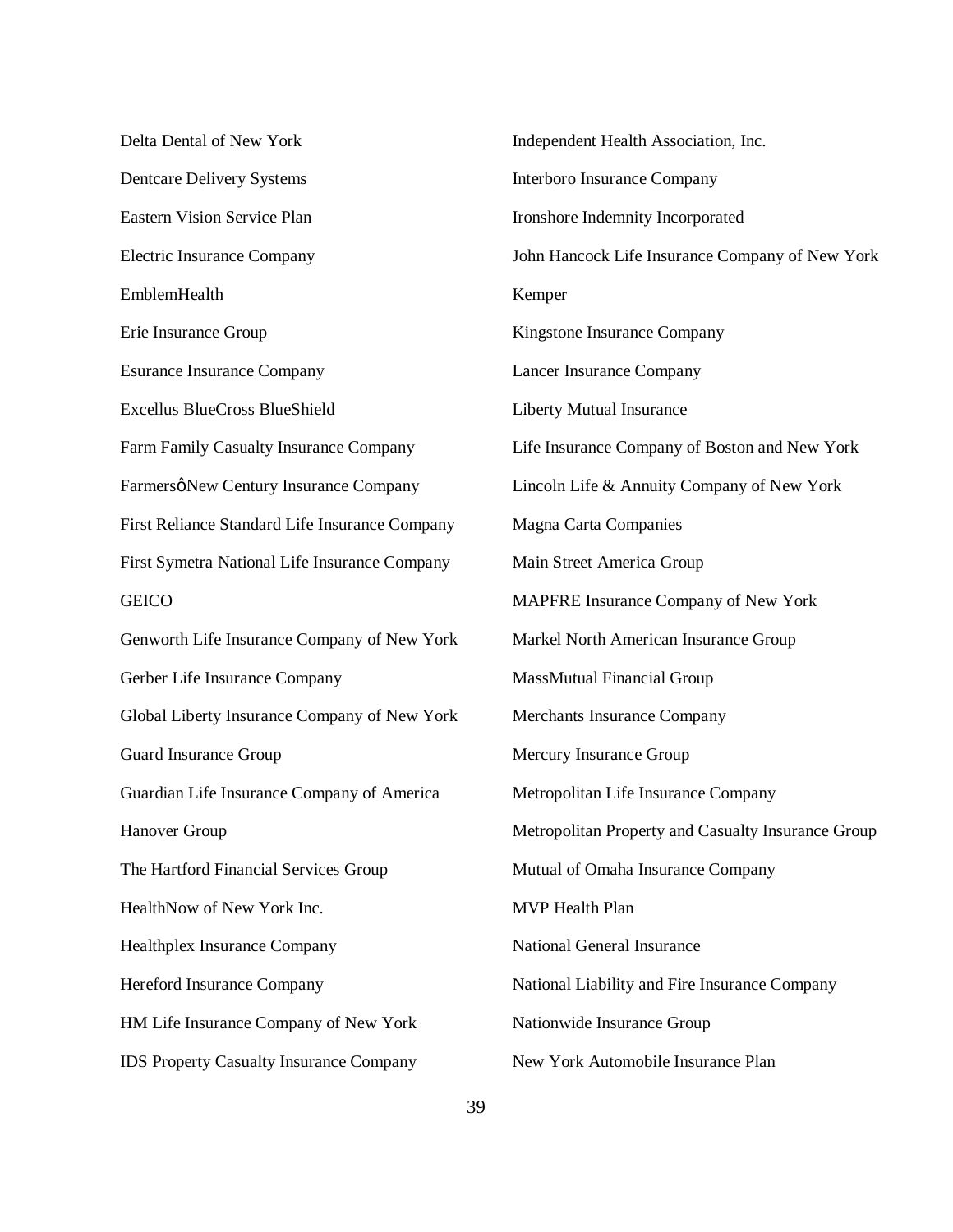Delta Dental of New York

Dentcare Delivery Systems

Eastern Vision Service Plan

Electric Insurance Company

EmblemHealth

Erie Insurance Group

Esurance Insurance Company

Excellus BlueCross BlueShield

Farm Family Casualty Insurance Company

Farmersô New Century Insurance Company

First Reliance Standard Life Insurance Company

First Symetra National Life Insurance Company

GEICO

Genworth Life Insurance Company of New York

Gerber Life Insurance Company

Global Liberty Insurance Company of New York

Guard Insurance Group

Guardian Life Insurance Company of America

Hanover Group

The Hartford Financial Services Group

HealthNow of New York Inc.

Healthplex Insurance Company

Hereford Insurance Company

HM Life Insurance Company of New York

IDS Property Casualty Insurance Company

Independent Health Association, Inc.

Interboro Insurance Company

Ironshore Indemnity Incorporated

John Hancock Life Insurance Company of New York

Kemper

Kingstone Insurance Company

Lancer Insurance Company

Liberty Mutual Insurance

Life Insurance Company of Boston and New York

Lincoln Life & Annuity Company of New York

Magna Carta Companies

Main Street America Group

MAPFRE Insurance Company of New York

Markel North American Insurance Group

MassMutual Financial Group

Merchants Insurance Company

Mercury Insurance Group

Metropolitan Life Insurance Company

Metropolitan Property and Casualty Insurance Group

Mutual of Omaha Insurance Company

MVP Health Plan

National General Insurance

National Liability and Fire Insurance Company

Nationwide Insurance Group

New York Automobile Insurance Plan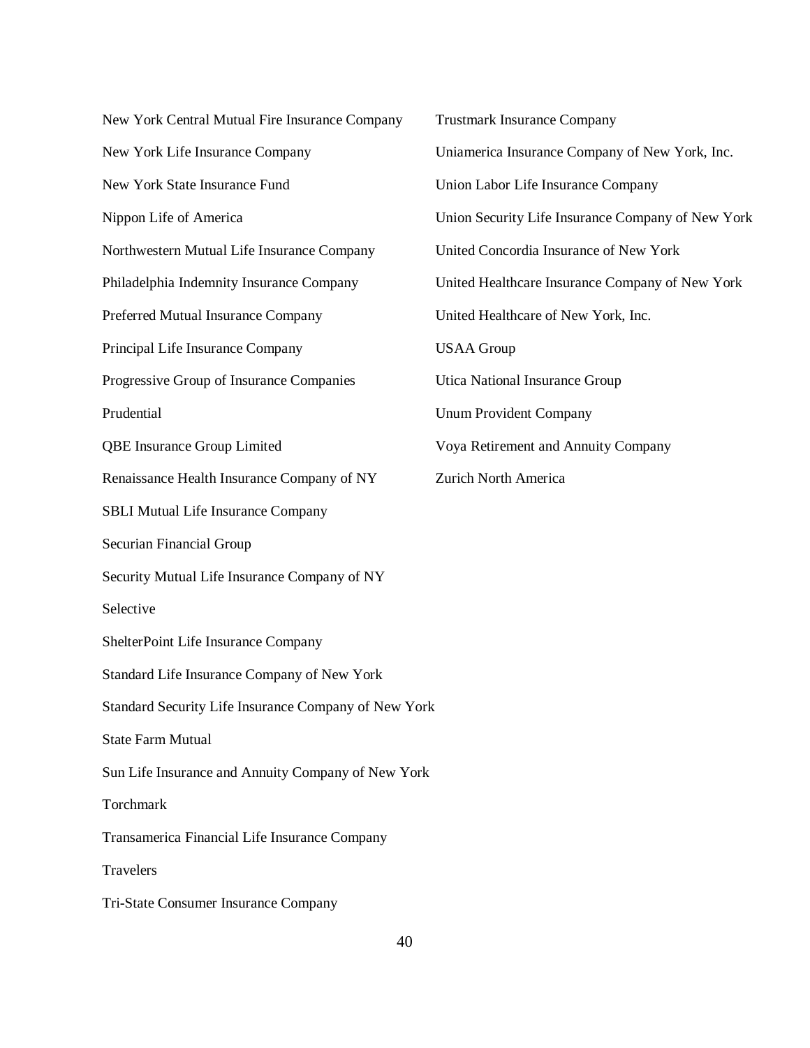New York Central Mutual Fire Insurance Company

New York Life Insurance Company

New York State Insurance Fund

Nippon Life of America

Northwestern Mutual Life Insurance Company

Philadelphia Indemnity Insurance Company

Preferred Mutual Insurance Company

Principal Life Insurance Company

Progressive Group of Insurance Companies

Prudential

QBE Insurance Group Limited

Renaissance Health Insurance Company of NY

SBLI Mutual Life Insurance Company

Securian Financial Group

Security Mutual Life Insurance Company of NY

Selective

ShelterPoint Life Insurance Company

Standard Life Insurance Company of New York

Standard Security Life Insurance Company of New York

State Farm Mutual

Sun Life Insurance and Annuity Company of New York

Torchmark

Transamerica Financial Life Insurance Company

Travelers

Tri-State Consumer Insurance Company

Trustmark Insurance Company

Uniamerica Insurance Company of New York, Inc.

Union Labor Life Insurance Company

Union Security Life Insurance Company of New York

United Concordia Insurance of New York

United Healthcare Insurance Company of New York

United Healthcare of New York, Inc.

USAA Group

Utica National Insurance Group

Unum Provident Company

Voya Retirement and Annuity Company

Zurich North America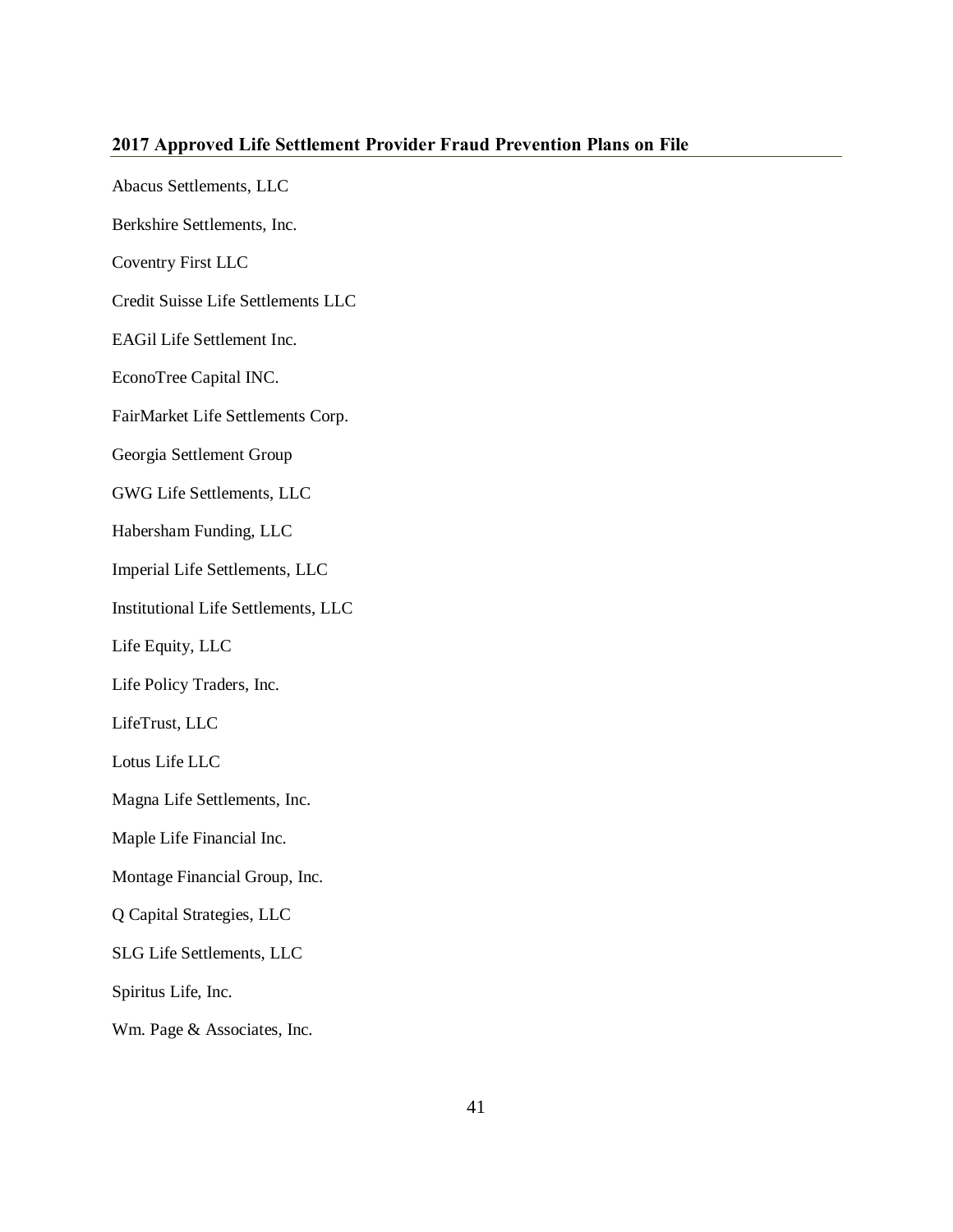## 2017 Approved Life Settlement Provider Fraud Prevention Plans on File

Abacus Settlements, LLC

Berkshire Settlements, Inc.

Coventry First LLC

Credit Suisse Life Settlements LLC

EAGil Life Settlement Inc.

EconoTree Capital INC.

FairMarket Life Settlements Corp.

Georgia Settlement Group

GWG Life Settlements, LLC

Habersham Funding, LLC

Imperial Life Settlements, LLC

Institutional Life Settlements, LLC

Life Equity, LLC

Life Policy Traders, Inc.

LifeTrust, LLC

Lotus Life LLC

Magna Life Settlements, Inc.

Maple Life Financial Inc.

Montage Financial Group, Inc.

Q Capital Strategies, LLC

SLG Life Settlements, LLC

Spiritus Life, Inc.

Wm. Page & Associates, Inc.